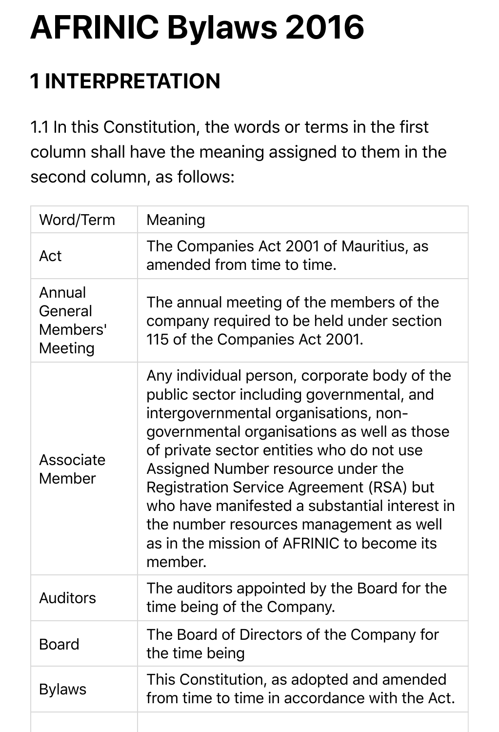# AFRINIC Bylaws 2016

## 1 INTERPRETATION

1.1 In this Constitution, the words or terms in the first column shall have the meaning assigned to them in the second column, as follows:

| Word/Term | Meaning |
|---|---|
| Act | The Companies Act 2001 of Mauritius, as amended from time to time. |
| Annual General Members' Meeting | The annual meeting of the members of the company required to be held under section 115 of the Companies Act 2001. |
| Associate Member | Any individual person, corporate body of the public sector including governmental, and intergovernmental organisations, non-governmental organisations as well as those of private sector entities who do not use Assigned Number resource under the Registration Service Agreement (RSA) but who have manifested a substantial interest in the number resources management as well as in the mission of AFRINIC to become its member. |
| Auditors | The auditors appointed by the Board for the time being of the Company. |
| Board | The Board of Directors of the Company for the time being |
| Bylaws | This Constitution, as adopted and amended from time to time in accordance with the Act. |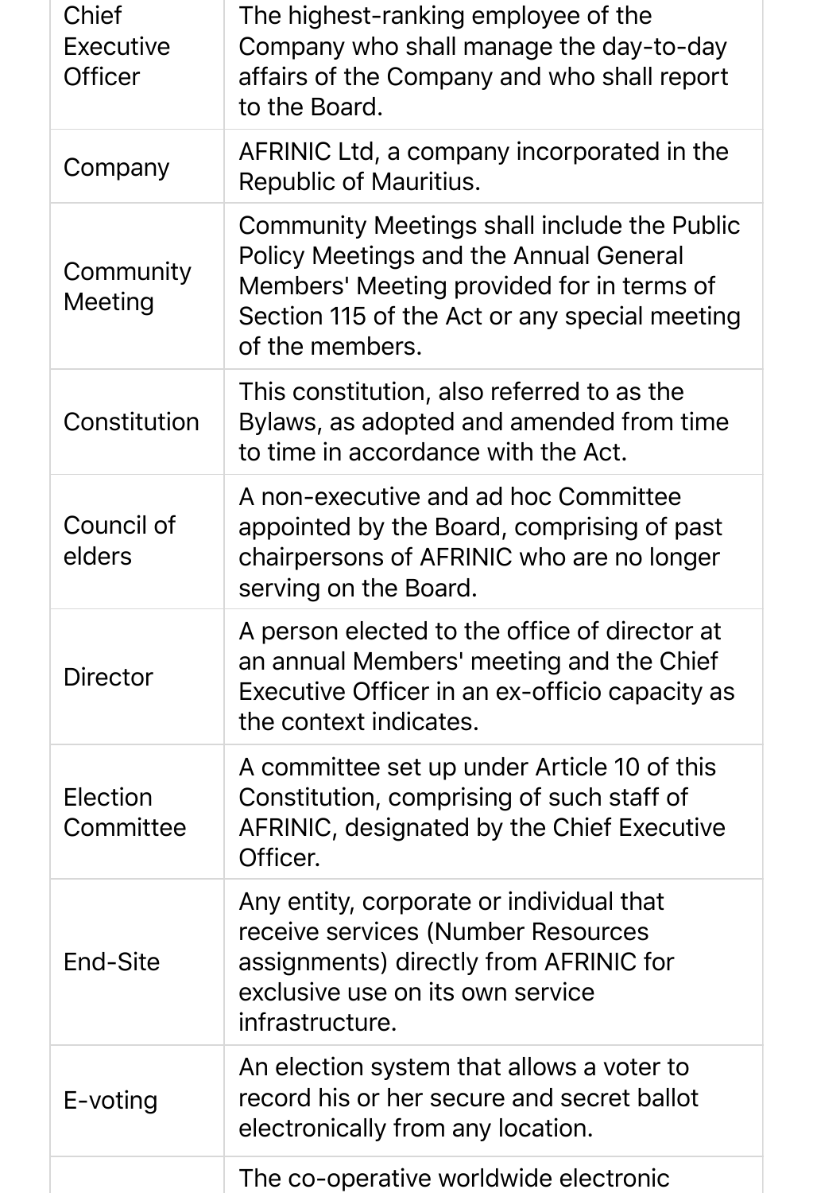| | |
|---|---|
| Chief Executive Officer | The highest-ranking employee of the Company who shall manage the day-to-day affairs of the Company and who shall report to the Board. |
| Company | AFRINIC Ltd, a company incorporated in the Republic of Mauritius. |
| Community Meeting | Community Meetings shall include the Public Policy Meetings and the Annual General Members' Meeting provided for in terms of Section 115 of the Act or any special meeting of the members. |
| Constitution | This constitution, also referred to as the Bylaws, as adopted and amended from time to time in accordance with the Act. |
| Council of elders | A non-executive and ad hoc Committee appointed by the Board, comprising of past chairpersons of AFRINIC who are no longer serving on the Board. |
| Director | A person elected to the office of director at an annual Members' meeting and the Chief Executive Officer in an ex-officio capacity as the context indicates. |
| Election Committee | A committee set up under Article 10 of this Constitution, comprising of such staff of AFRINIC, designated by the Chief Executive Officer. |
| End-Site | Any entity, corporate or individual that receive services (Number Resources assignments) directly from AFRINIC for exclusive use on its own service infrastructure. |
| E-voting | An election system that allows a voter to record his or her secure and secret ballot electronically from any location. |
| | The co-operative worldwide electronic |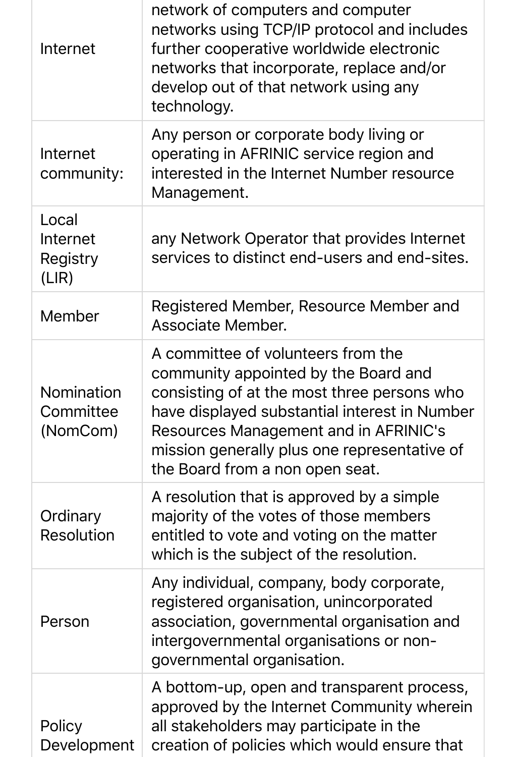| | |
|---|---|
| Internet | network of computers and computer networks using TCP/IP protocol and includes further cooperative worldwide electronic networks that incorporate, replace and/or develop out of that network using any technology. |
| Internet community: | Any person or corporate body living or operating in AFRINIC service region and interested in the Internet Number resource Management. |
| Local Internet Registry (LIR) | any Network Operator that provides Internet services to distinct end-users and end-sites. |
| Member | Registered Member, Resource Member and Associate Member. |
| Nomination Committee (NomCom) | A committee of volunteers from the community appointed by the Board and consisting of at the most three persons who have displayed substantial interest in Number Resources Management and in AFRINIC's mission generally plus one representative of the Board from a non open seat. |
| Ordinary Resolution | A resolution that is approved by a simple majority of the votes of those members entitled to vote and voting on the matter which is the subject of the resolution. |
| Person | Any individual, company, body corporate, registered organisation, unincorporated association, governmental organisation and intergovernmental organisations or non-governmental organisation. |
| Policy Development | A bottom-up, open and transparent process, approved by the Internet Community wherein all stakeholders may participate in the creation of policies which would ensure that |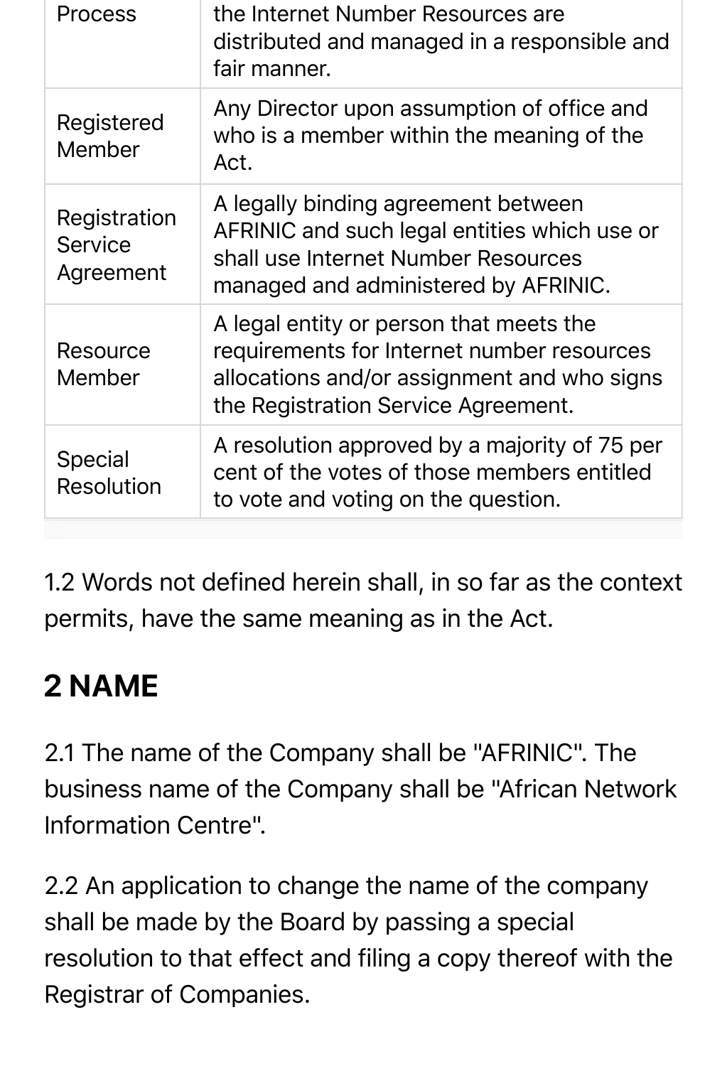| | |
|---|---|
| Process | the Internet Number Resources are distributed and managed in a responsible and fair manner. |
| Registered Member | Any Director upon assumption of office and who is a member within the meaning of the Act. |
| Registration Service Agreement | A legally binding agreement between AFRINIC and such legal entities which use or shall use Internet Number Resources managed and administered by AFRINIC. |
| Resource Member | A legal entity or person that meets the requirements for Internet number resources allocations and/or assignment and who signs the Registration Service Agreement. |
| Special Resolution | A resolution approved by a majority of 75 per cent of the votes of those members entitled to vote and voting on the question. |

1.2 Words not defined herein shall, in so far as the context permits, have the same meaning as in the Act.

## 2 NAME

2.1 The name of the Company shall be "AFRINIC". The business name of the Company shall be "African Network Information Centre".

2.2 An application to change the name of the company shall be made by the Board by passing a special resolution to that effect and filing a copy thereof with the Registrar of Companies.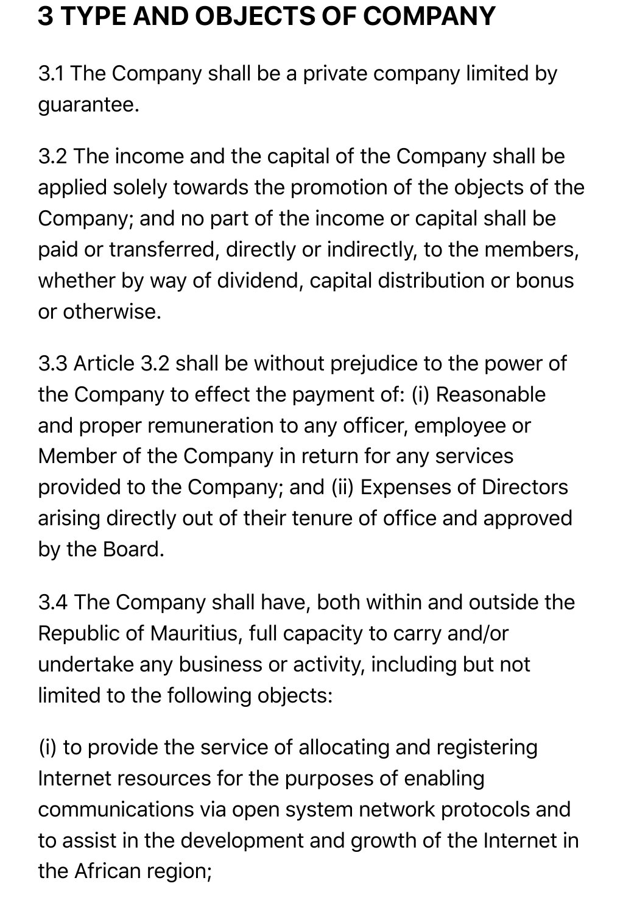# 3 TYPE AND OBJECTS OF COMPANY

3.1 The Company shall be a private company limited by guarantee.

3.2 The income and the capital of the Company shall be applied solely towards the promotion of the objects of the Company; and no part of the income or capital shall be paid or transferred, directly or indirectly, to the members, whether by way of dividend, capital distribution or bonus or otherwise.

3.3 Article 3.2 shall be without prejudice to the power of the Company to effect the payment of: (i) Reasonable and proper remuneration to any officer, employee or Member of the Company in return for any services provided to the Company; and (ii) Expenses of Directors arising directly out of their tenure of office and approved by the Board.

3.4 The Company shall have, both within and outside the Republic of Mauritius, full capacity to carry and/or undertake any business or activity, including but not limited to the following objects:

(i) to provide the service of allocating and registering Internet resources for the purposes of enabling communications via open system network protocols and to assist in the development and growth of the Internet in the African region;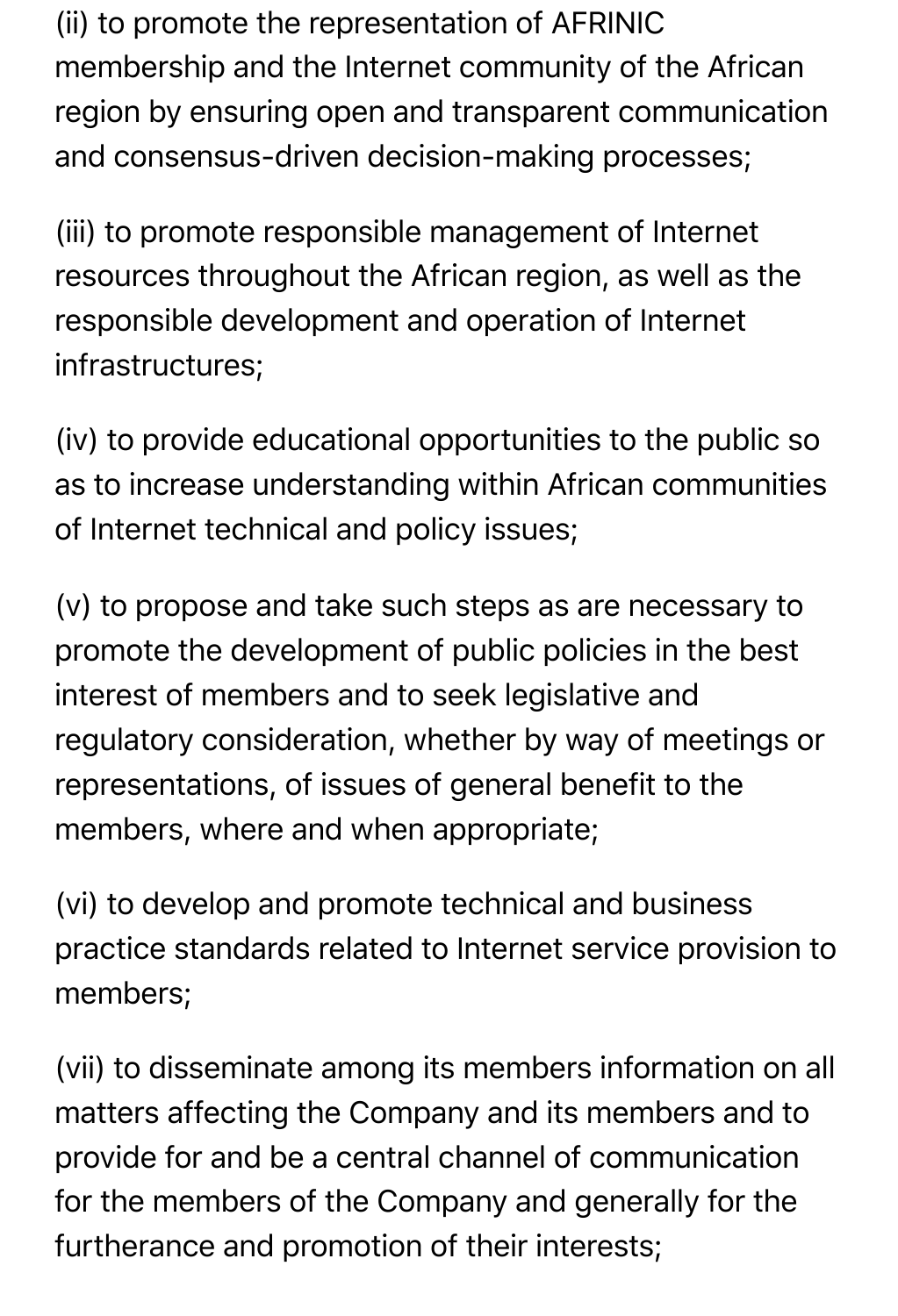(ii) to promote the representation of AFRINIC membership and the Internet community of the African region by ensuring open and transparent communication and consensus-driven decision-making processes;

(iii) to promote responsible management of Internet resources throughout the African region, as well as the responsible development and operation of Internet infrastructures;

(iv) to provide educational opportunities to the public so as to increase understanding within African communities of Internet technical and policy issues;

(v) to propose and take such steps as are necessary to promote the development of public policies in the best interest of members and to seek legislative and regulatory consideration, whether by way of meetings or representations, of issues of general benefit to the members, where and when appropriate;

(vi) to develop and promote technical and business practice standards related to Internet service provision to members;

(vii) to disseminate among its members information on all matters affecting the Company and its members and to provide for and be a central channel of communication for the members of the Company and generally for the furtherance and promotion of their interests;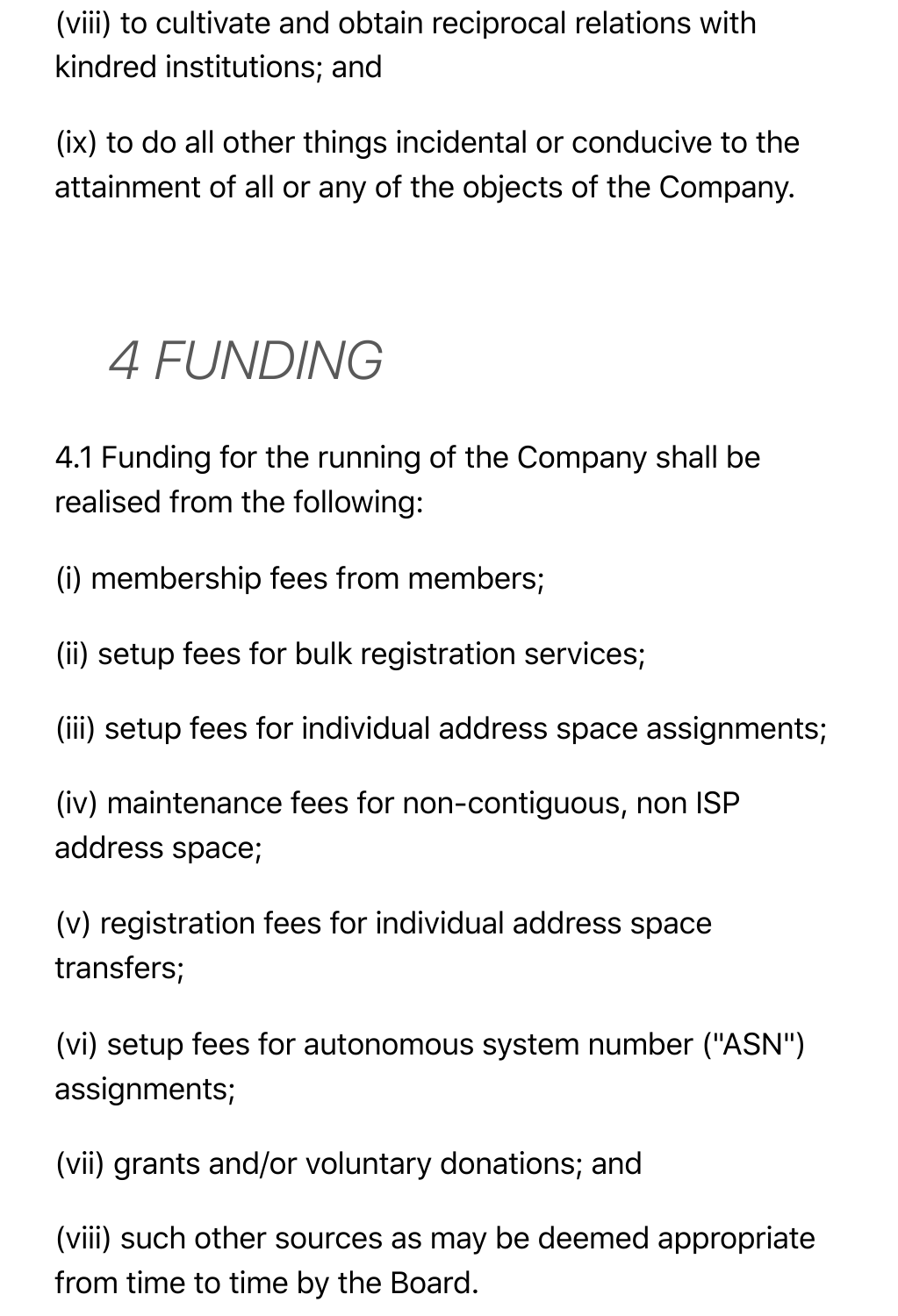(viii) to cultivate and obtain reciprocal relations with kindred institutions; and

(ix) to do all other things incidental or conducive to the attainment of all or any of the objects of the Company.

## *4 FUNDING*

4.1 Funding for the running of the Company shall be realised from the following:

(i) membership fees from members;

(ii) setup fees for bulk registration services;

(iii) setup fees for individual address space assignments;

(iv) maintenance fees for non-contiguous, non ISP address space;

(v) registration fees for individual address space transfers;

(vi) setup fees for autonomous system number ("ASN") assignments;

(vii) grants and/or voluntary donations; and

(viii) such other sources as may be deemed appropriate from time to time by the Board.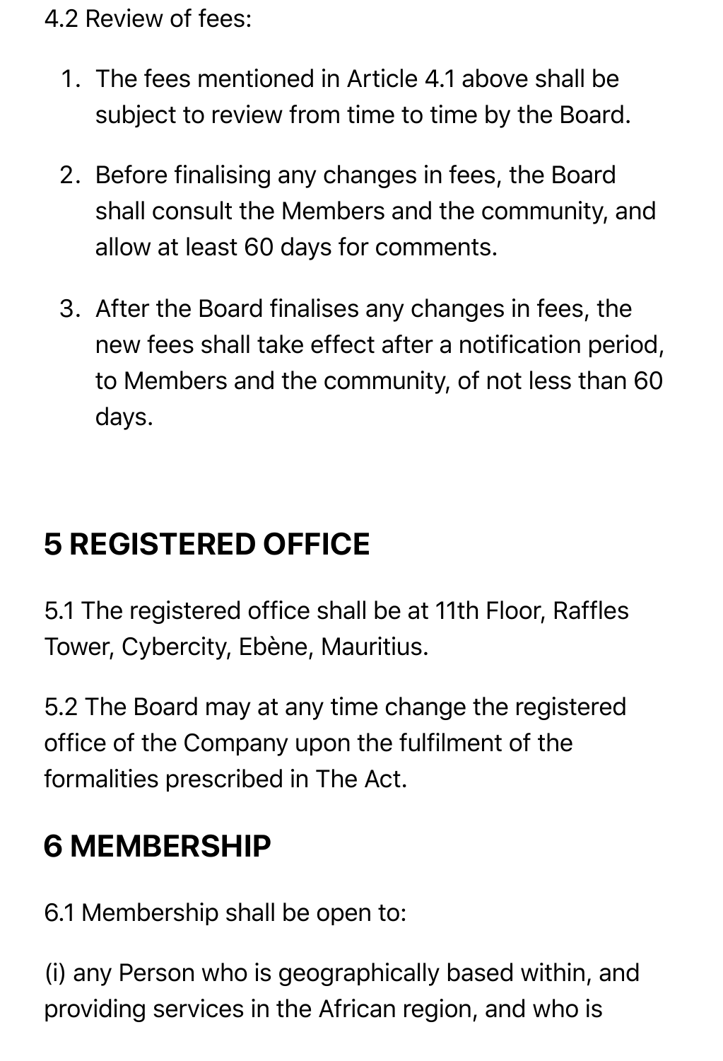4.2 Review of fees:

1. The fees mentioned in Article 4.1 above shall be subject to review from time to time by the Board.
2. Before finalising any changes in fees, the Board shall consult the Members and the community, and allow at least 60 days for comments.
3. After the Board finalises any changes in fees, the new fees shall take effect after a notification period, to Members and the community, of not less than 60 days.

## 5 REGISTERED OFFICE

5.1 The registered office shall be at 11th Floor, Raffles Tower, Cybercity, Ebène, Mauritius.

5.2 The Board may at any time change the registered office of the Company upon the fulfilment of the formalities prescribed in The Act.

## 6 MEMBERSHIP

6.1 Membership shall be open to:

(i) any Person who is geographically based within, and providing services in the African region, and who is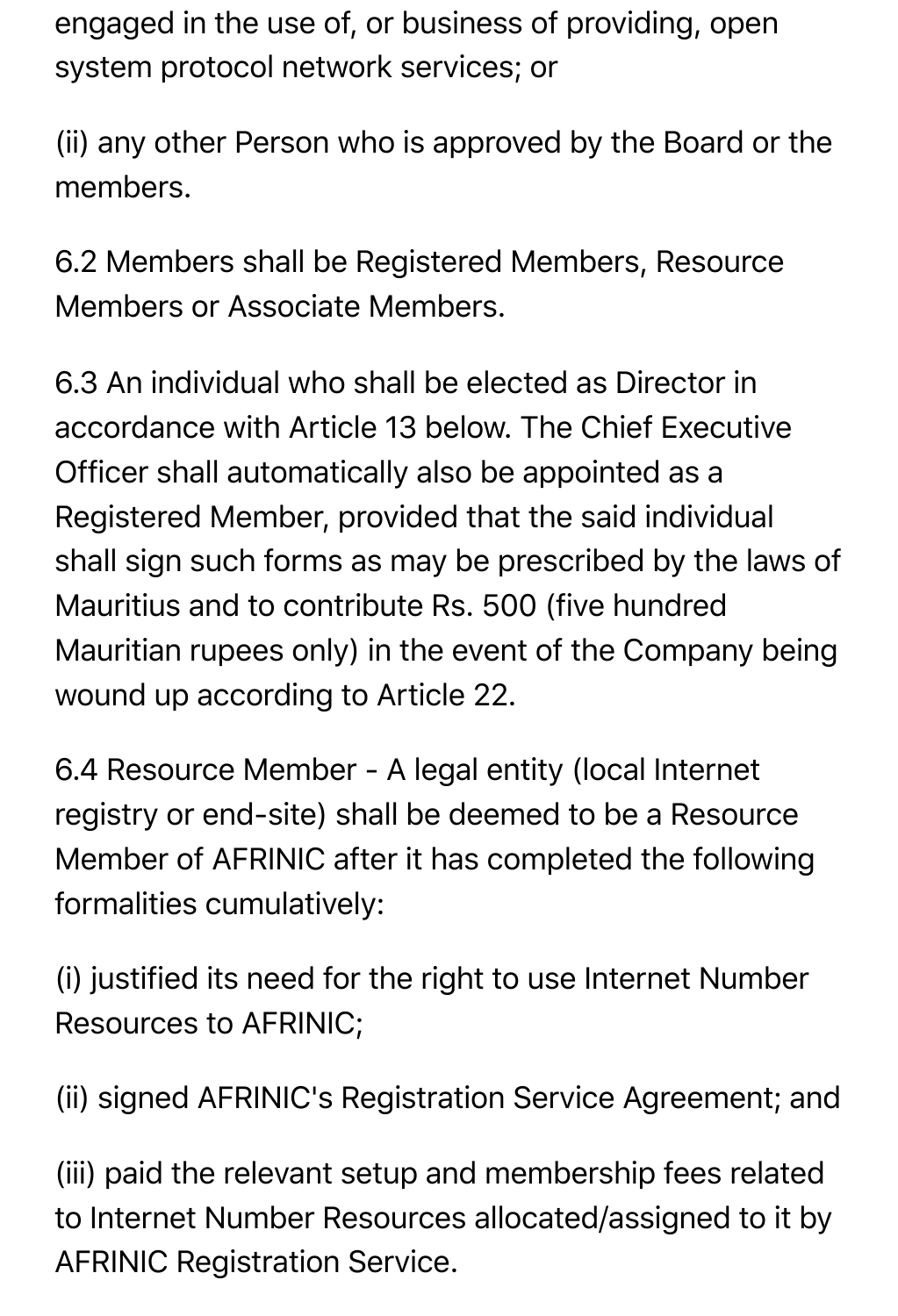engaged in the use of, or business of providing, open system protocol network services; or

(ii) any other Person who is approved by the Board or the members.

6.2 Members shall be Registered Members, Resource Members or Associate Members.

6.3 An individual who shall be elected as Director in accordance with Article 13 below. The Chief Executive Officer shall automatically also be appointed as a Registered Member, provided that the said individual shall sign such forms as may be prescribed by the laws of Mauritius and to contribute Rs. 500 (five hundred Mauritian rupees only) in the event of the Company being wound up according to Article 22.

6.4 Resource Member - A legal entity (local Internet registry or end-site) shall be deemed to be a Resource Member of AFRINIC after it has completed the following formalities cumulatively:

(i) justified its need for the right to use Internet Number Resources to AFRINIC;

(ii) signed AFRINIC's Registration Service Agreement; and

(iii) paid the relevant setup and membership fees related to Internet Number Resources allocated/assigned to it by AFRINIC Registration Service.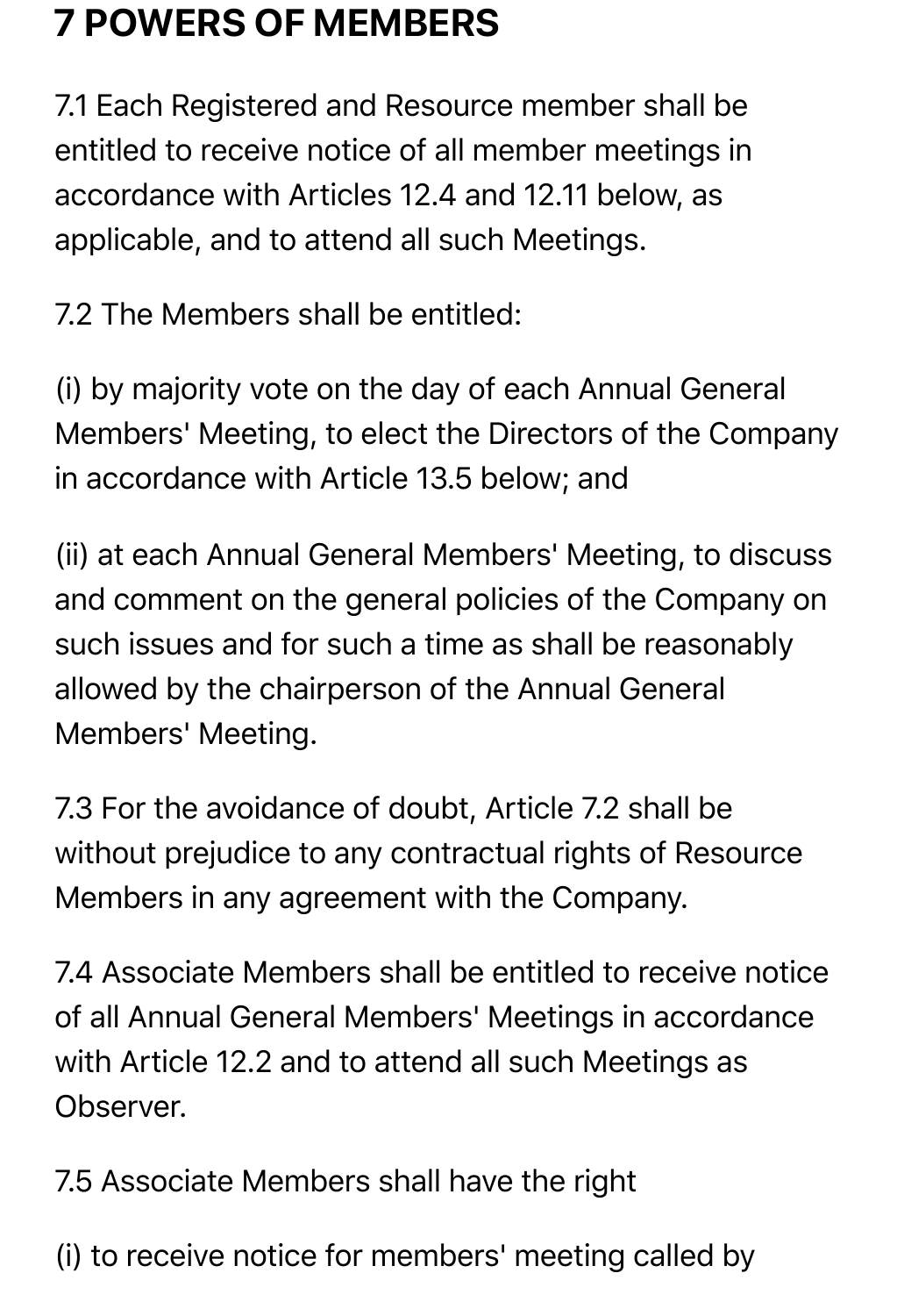# 7 POWERS OF MEMBERS

7.1 Each Registered and Resource member shall be entitled to receive notice of all member meetings in accordance with Articles 12.4 and 12.11 below, as applicable, and to attend all such Meetings.

7.2 The Members shall be entitled:

(i) by majority vote on the day of each Annual General Members' Meeting, to elect the Directors of the Company in accordance with Article 13.5 below; and

(ii) at each Annual General Members' Meeting, to discuss and comment on the general policies of the Company on such issues and for such a time as shall be reasonably allowed by the chairperson of the Annual General Members' Meeting.

7.3 For the avoidance of doubt, Article 7.2 shall be without prejudice to any contractual rights of Resource Members in any agreement with the Company.

7.4 Associate Members shall be entitled to receive notice of all Annual General Members' Meetings in accordance with Article 12.2 and to attend all such Meetings as Observer.

7.5 Associate Members shall have the right

(i) to receive notice for members' meeting called by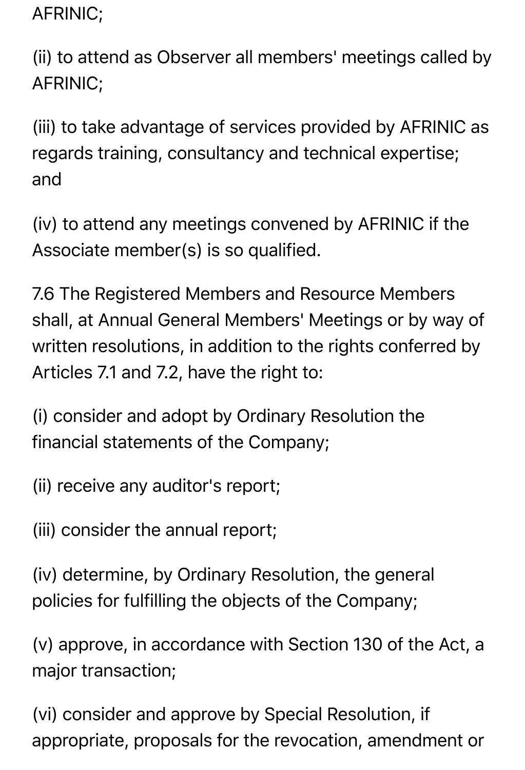AFRINIC;

(ii) to attend as Observer all members' meetings called by AFRINIC;

(iii) to take advantage of services provided by AFRINIC as regards training, consultancy and technical expertise; and

(iv) to attend any meetings convened by AFRINIC if the Associate member(s) is so qualified.

7.6 The Registered Members and Resource Members shall, at Annual General Members' Meetings or by way of written resolutions, in addition to the rights conferred by Articles 7.1 and 7.2, have the right to:

(i) consider and adopt by Ordinary Resolution the financial statements of the Company;

(ii) receive any auditor's report;

(iii) consider the annual report;

(iv) determine, by Ordinary Resolution, the general policies for fulfilling the objects of the Company;

(v) approve, in accordance with Section 130 of the Act, a major transaction;

(vi) consider and approve by Special Resolution, if appropriate, proposals for the revocation, amendment or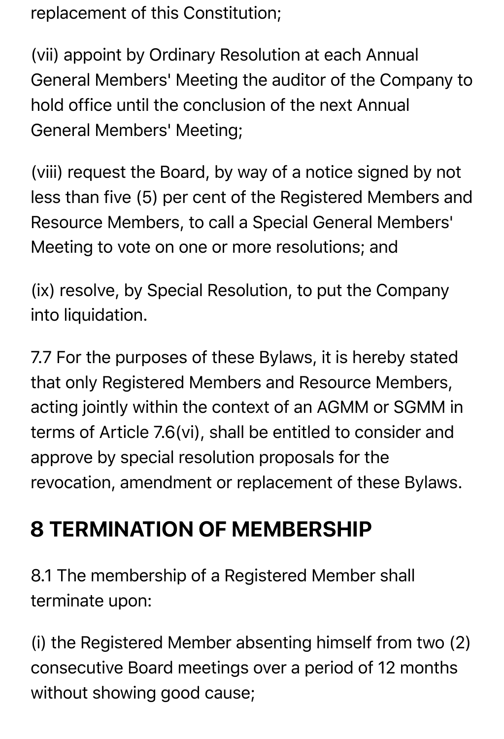replacement of this Constitution;

(vii) appoint by Ordinary Resolution at each Annual General Members' Meeting the auditor of the Company to hold office until the conclusion of the next Annual General Members' Meeting;

(viii) request the Board, by way of a notice signed by not less than five (5) per cent of the Registered Members and Resource Members, to call a Special General Members' Meeting to vote on one or more resolutions; and

(ix) resolve, by Special Resolution, to put the Company into liquidation.

7.7 For the purposes of these Bylaws, it is hereby stated that only Registered Members and Resource Members, acting jointly within the context of an AGMM or SGMM in terms of Article 7.6(vi), shall be entitled to consider and approve by special resolution proposals for the revocation, amendment or replacement of these Bylaws.

## 8 TERMINATION OF MEMBERSHIP

8.1 The membership of a Registered Member shall terminate upon:

(i) the Registered Member absenting himself from two (2) consecutive Board meetings over a period of 12 months without showing good cause;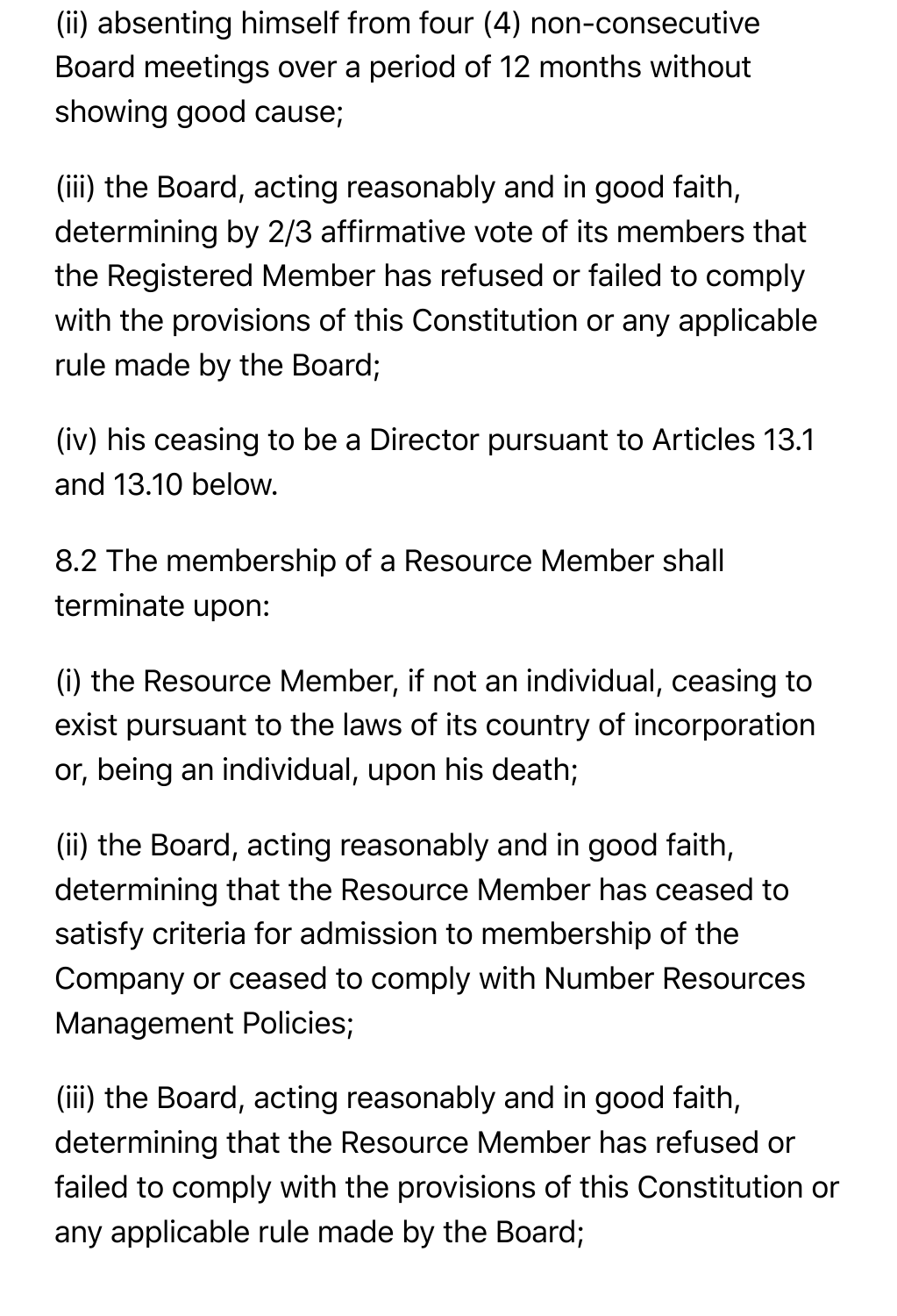(ii) absenting himself from four (4) non-consecutive Board meetings over a period of 12 months without showing good cause;

(iii) the Board, acting reasonably and in good faith, determining by 2/3 affirmative vote of its members that the Registered Member has refused or failed to comply with the provisions of this Constitution or any applicable rule made by the Board;

(iv) his ceasing to be a Director pursuant to Articles 13.1 and 13.10 below.

8.2 The membership of a Resource Member shall terminate upon:

(i) the Resource Member, if not an individual, ceasing to exist pursuant to the laws of its country of incorporation or, being an individual, upon his death;

(ii) the Board, acting reasonably and in good faith, determining that the Resource Member has ceased to satisfy criteria for admission to membership of the Company or ceased to comply with Number Resources Management Policies;

(iii) the Board, acting reasonably and in good faith, determining that the Resource Member has refused or failed to comply with the provisions of this Constitution or any applicable rule made by the Board;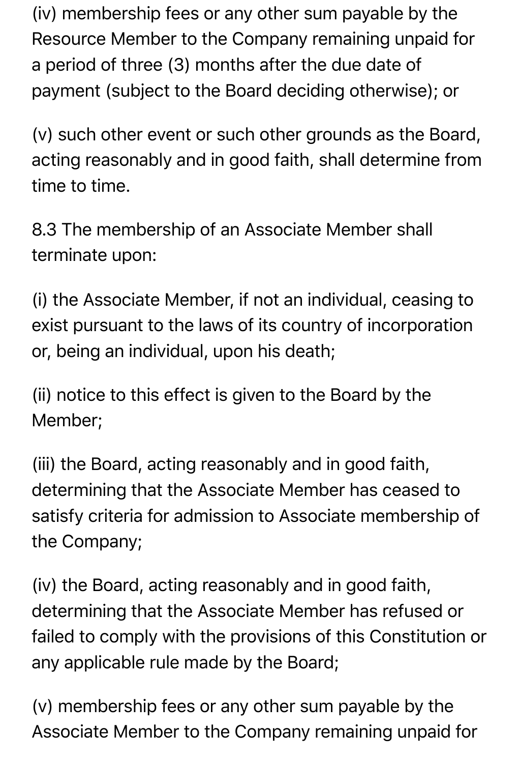(iv) membership fees or any other sum payable by the Resource Member to the Company remaining unpaid for a period of three (3) months after the due date of payment (subject to the Board deciding otherwise); or

(v) such other event or such other grounds as the Board, acting reasonably and in good faith, shall determine from time to time.

8.3 The membership of an Associate Member shall terminate upon:

(i) the Associate Member, if not an individual, ceasing to exist pursuant to the laws of its country of incorporation or, being an individual, upon his death;

(ii) notice to this effect is given to the Board by the Member;

(iii) the Board, acting reasonably and in good faith, determining that the Associate Member has ceased to satisfy criteria for admission to Associate membership of the Company;

(iv) the Board, acting reasonably and in good faith, determining that the Associate Member has refused or failed to comply with the provisions of this Constitution or any applicable rule made by the Board;

(v) membership fees or any other sum payable by the Associate Member to the Company remaining unpaid for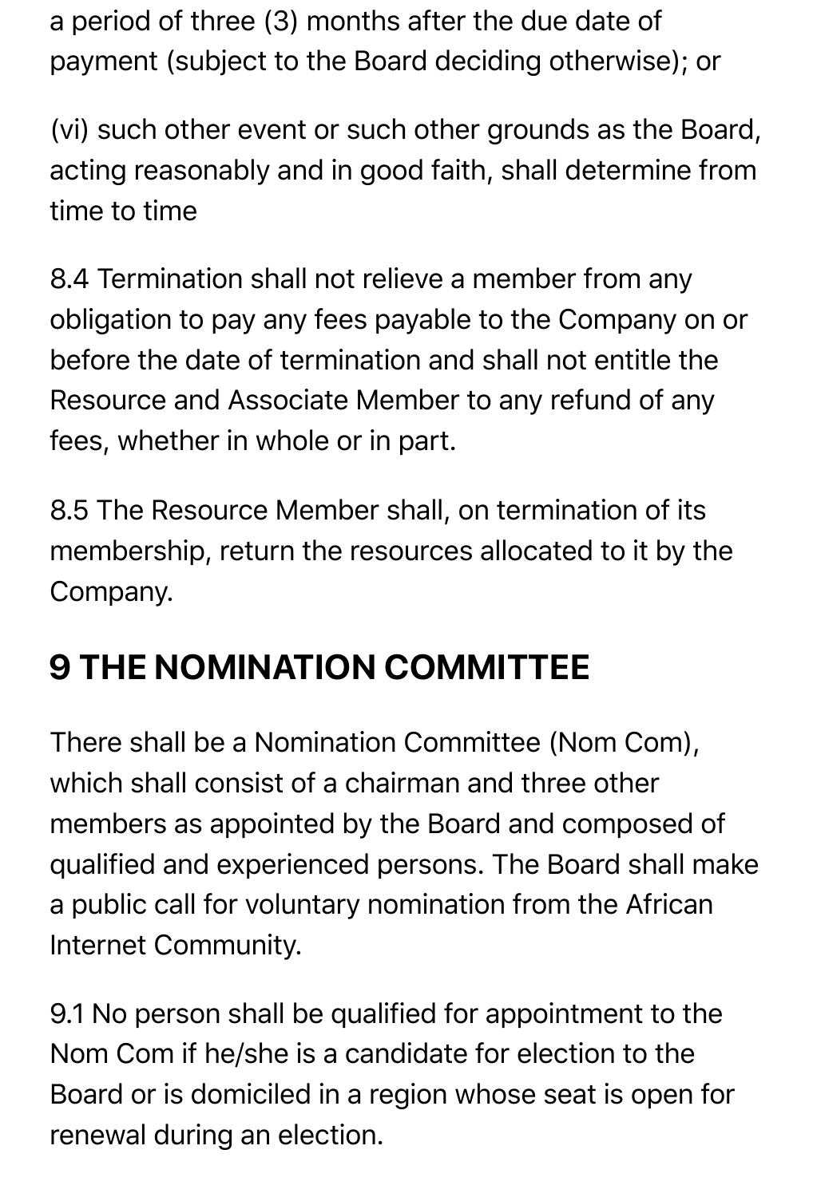a period of three (3) months after the due date of payment (subject to the Board deciding otherwise); or

(vi) such other event or such other grounds as the Board, acting reasonably and in good faith, shall determine from time to time

8.4 Termination shall not relieve a member from any obligation to pay any fees payable to the Company on or before the date of termination and shall not entitle the Resource and Associate Member to any refund of any fees, whether in whole or in part.

8.5 The Resource Member shall, on termination of its membership, return the resources allocated to it by the Company.

## 9 THE NOMINATION COMMITTEE

There shall be a Nomination Committee (Nom Com), which shall consist of a chairman and three other members as appointed by the Board and composed of qualified and experienced persons. The Board shall make a public call for voluntary nomination from the African Internet Community.

9.1 No person shall be qualified for appointment to the Nom Com if he/she is a candidate for election to the Board or is domiciled in a region whose seat is open for renewal during an election.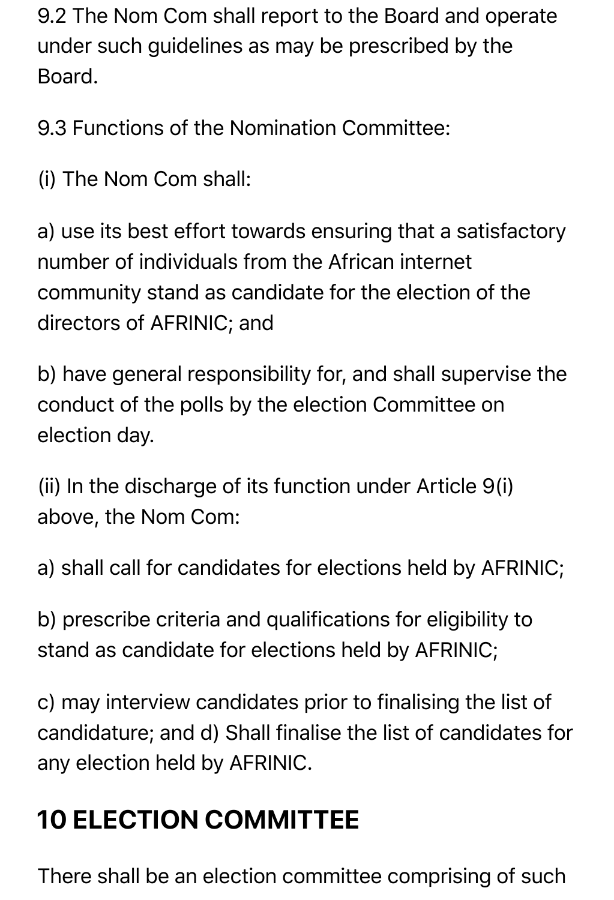9.2 The Nom Com shall report to the Board and operate under such guidelines as may be prescribed by the Board.

9.3 Functions of the Nomination Committee:

(i) The Nom Com shall:

a) use its best effort towards ensuring that a satisfactory number of individuals from the African internet community stand as candidate for the election of the directors of AFRINIC; and

b) have general responsibility for, and shall supervise the conduct of the polls by the election Committee on election day.

(ii) In the discharge of its function under Article 9(i) above, the Nom Com:

a) shall call for candidates for elections held by AFRINIC;

b) prescribe criteria and qualifications for eligibility to stand as candidate for elections held by AFRINIC;

c) may interview candidates prior to finalising the list of candidature; and d) Shall finalise the list of candidates for any election held by AFRINIC.

## 10 ELECTION COMMITTEE

There shall be an election committee comprising of such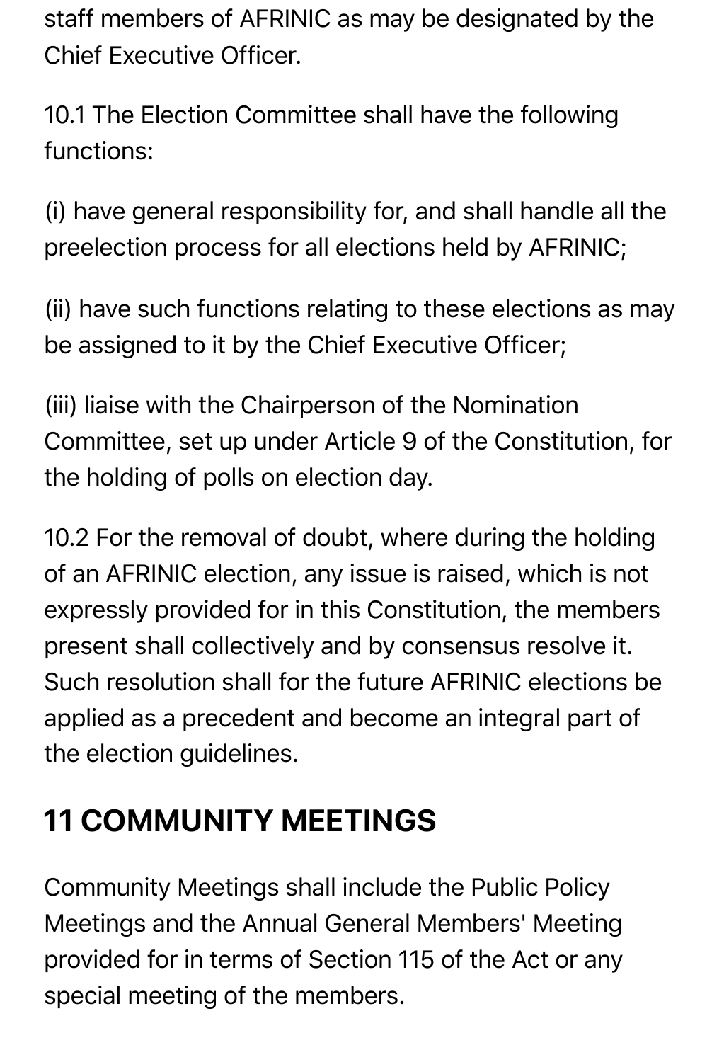staff members of AFRINIC as may be designated by the Chief Executive Officer.

10.1 The Election Committee shall have the following functions:

(i) have general responsibility for, and shall handle all the preelection process for all elections held by AFRINIC;

(ii) have such functions relating to these elections as may be assigned to it by the Chief Executive Officer;

(iii) liaise with the Chairperson of the Nomination Committee, set up under Article 9 of the Constitution, for the holding of polls on election day.

10.2 For the removal of doubt, where during the holding of an AFRINIC election, any issue is raised, which is not expressly provided for in this Constitution, the members present shall collectively and by consensus resolve it. Such resolution shall for the future AFRINIC elections be applied as a precedent and become an integral part of the election guidelines.

## 11 COMMUNITY MEETINGS

Community Meetings shall include the Public Policy Meetings and the Annual General Members' Meeting provided for in terms of Section 115 of the Act or any special meeting of the members.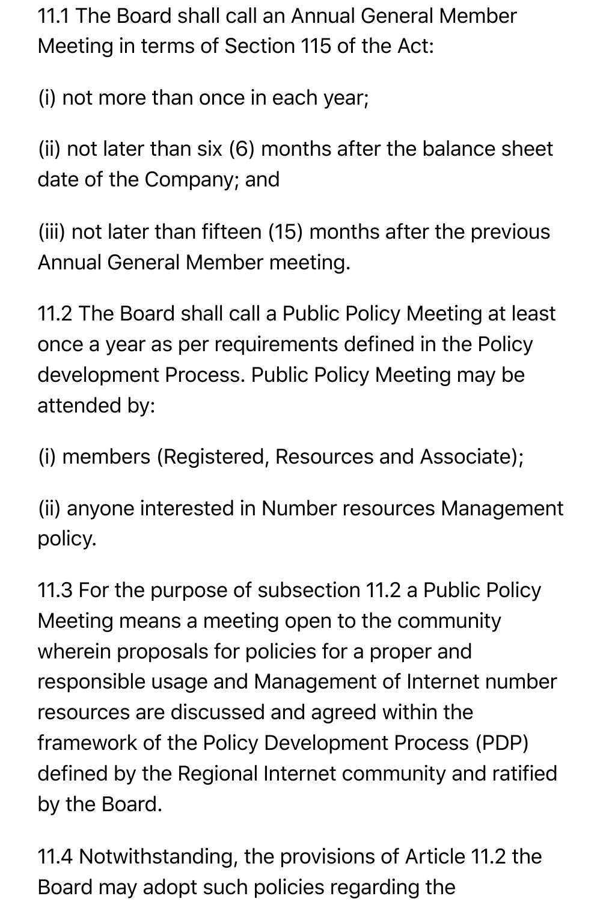11.1 The Board shall call an Annual General Member Meeting in terms of Section 115 of the Act:

(i) not more than once in each year;

(ii) not later than six (6) months after the balance sheet date of the Company; and

(iii) not later than fifteen (15) months after the previous Annual General Member meeting.

11.2 The Board shall call a Public Policy Meeting at least once a year as per requirements defined in the Policy development Process. Public Policy Meeting may be attended by:

(i) members (Registered, Resources and Associate);

(ii) anyone interested in Number resources Management policy.

11.3 For the purpose of subsection 11.2 a Public Policy Meeting means a meeting open to the community wherein proposals for policies for a proper and responsible usage and Management of Internet number resources are discussed and agreed within the framework of the Policy Development Process (PDP) defined by the Regional Internet community and ratified by the Board.

11.4 Notwithstanding, the provisions of Article 11.2 the Board may adopt such policies regarding the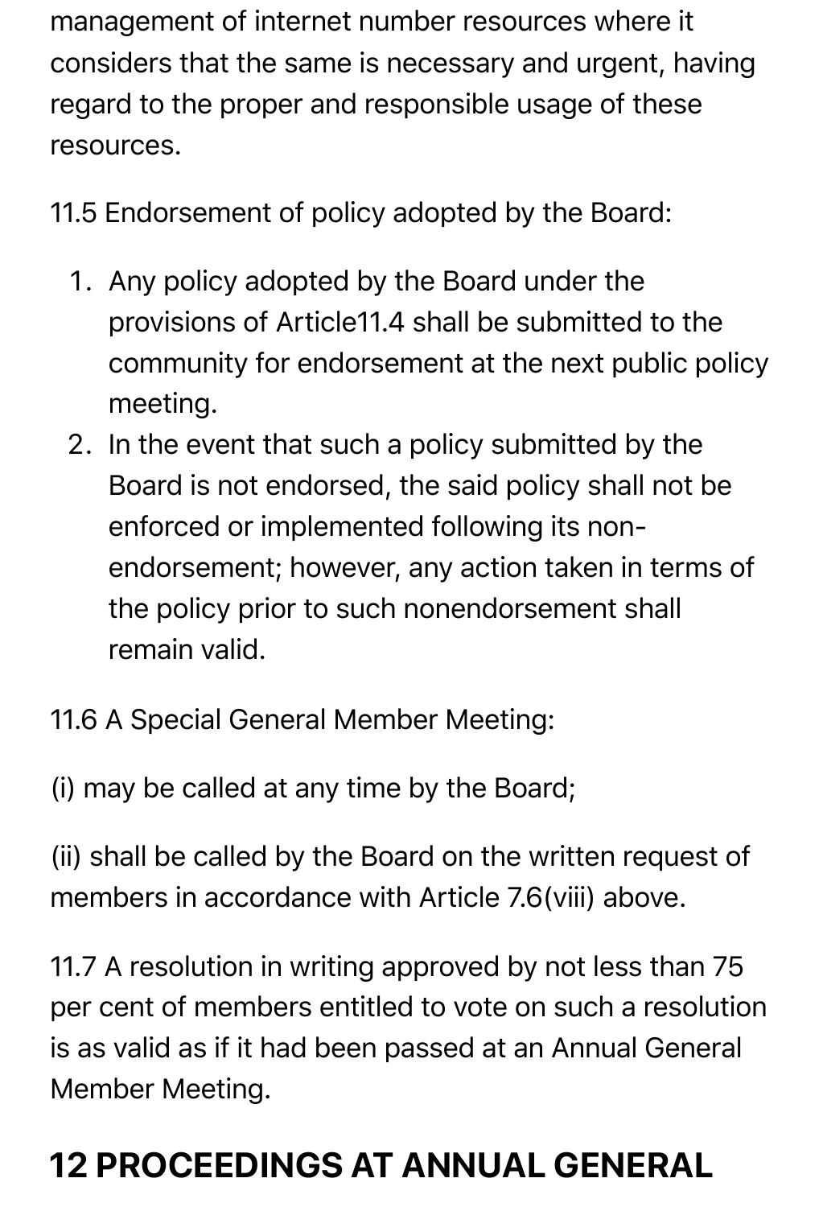management of internet number resources where it considers that the same is necessary and urgent, having regard to the proper and responsible usage of these resources.

11.5 Endorsement of policy adopted by the Board:

1. Any policy adopted by the Board under the provisions of Article11.4 shall be submitted to the community for endorsement at the next public policy meeting.
2. In the event that such a policy submitted by the Board is not endorsed, the said policy shall not be enforced or implemented following its non-endorsement; however, any action taken in terms of the policy prior to such nonendorsement shall remain valid.

11.6 A Special General Member Meeting:

(i) may be called at any time by the Board;

(ii) shall be called by the Board on the written request of members in accordance with Article 7.6(viii) above.

11.7 A resolution in writing approved by not less than 75 per cent of members entitled to vote on such a resolution is as valid as if it had been passed at an Annual General Member Meeting.

## 12 PROCEEDINGS AT ANNUAL GENERAL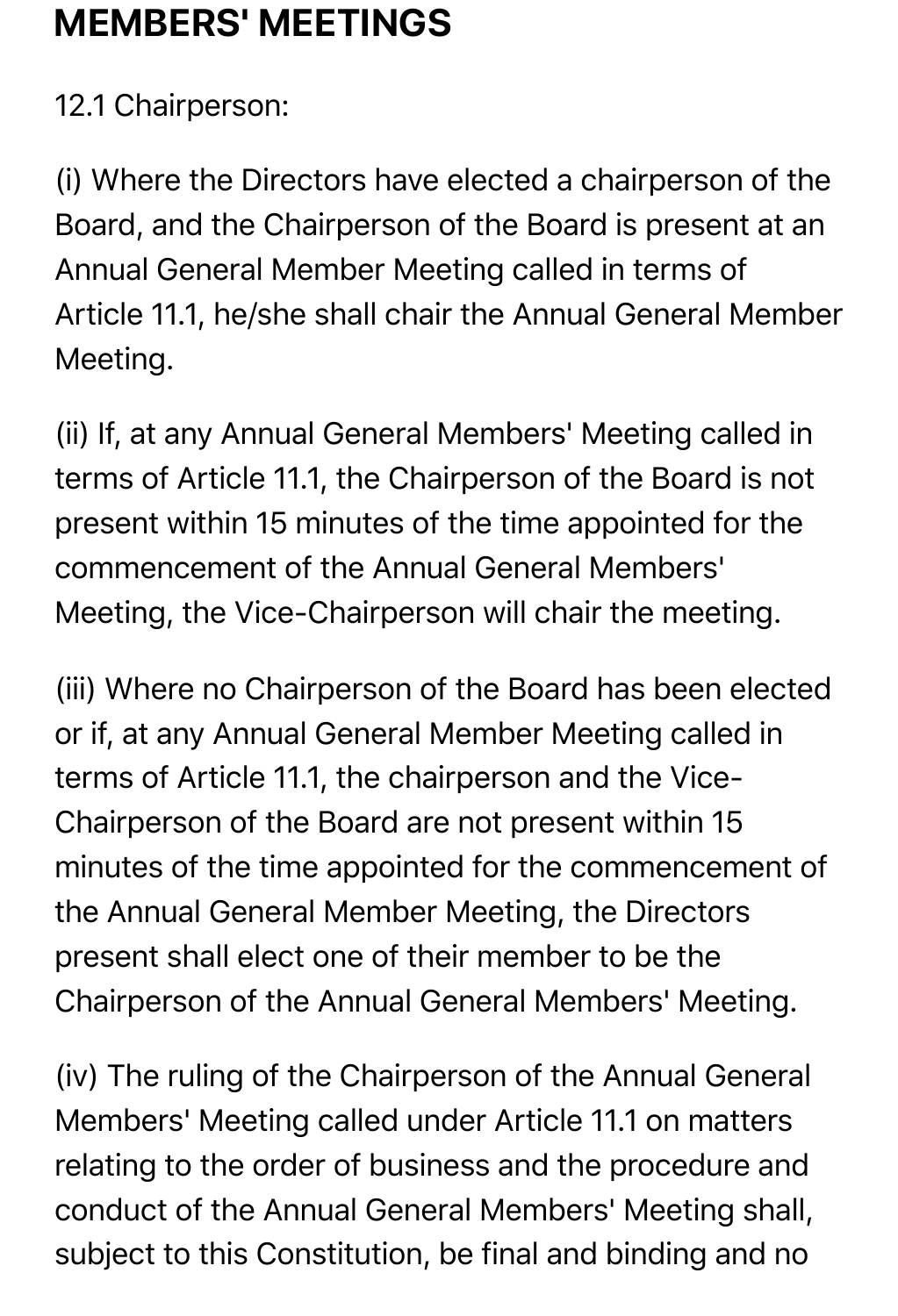## MEMBERS' MEETINGS

12.1 Chairperson:

(i) Where the Directors have elected a chairperson of the Board, and the Chairperson of the Board is present at an Annual General Member Meeting called in terms of Article 11.1, he/she shall chair the Annual General Member Meeting.

(ii) If, at any Annual General Members' Meeting called in terms of Article 11.1, the Chairperson of the Board is not present within 15 minutes of the time appointed for the commencement of the Annual General Members' Meeting, the Vice-Chairperson will chair the meeting.

(iii) Where no Chairperson of the Board has been elected or if, at any Annual General Member Meeting called in terms of Article 11.1, the chairperson and the Vice-Chairperson of the Board are not present within 15 minutes of the time appointed for the commencement of the Annual General Member Meeting, the Directors present shall elect one of their member to be the Chairperson of the Annual General Members' Meeting.

(iv) The ruling of the Chairperson of the Annual General Members' Meeting called under Article 11.1 on matters relating to the order of business and the procedure and conduct of the Annual General Members' Meeting shall, subject to this Constitution, be final and binding and no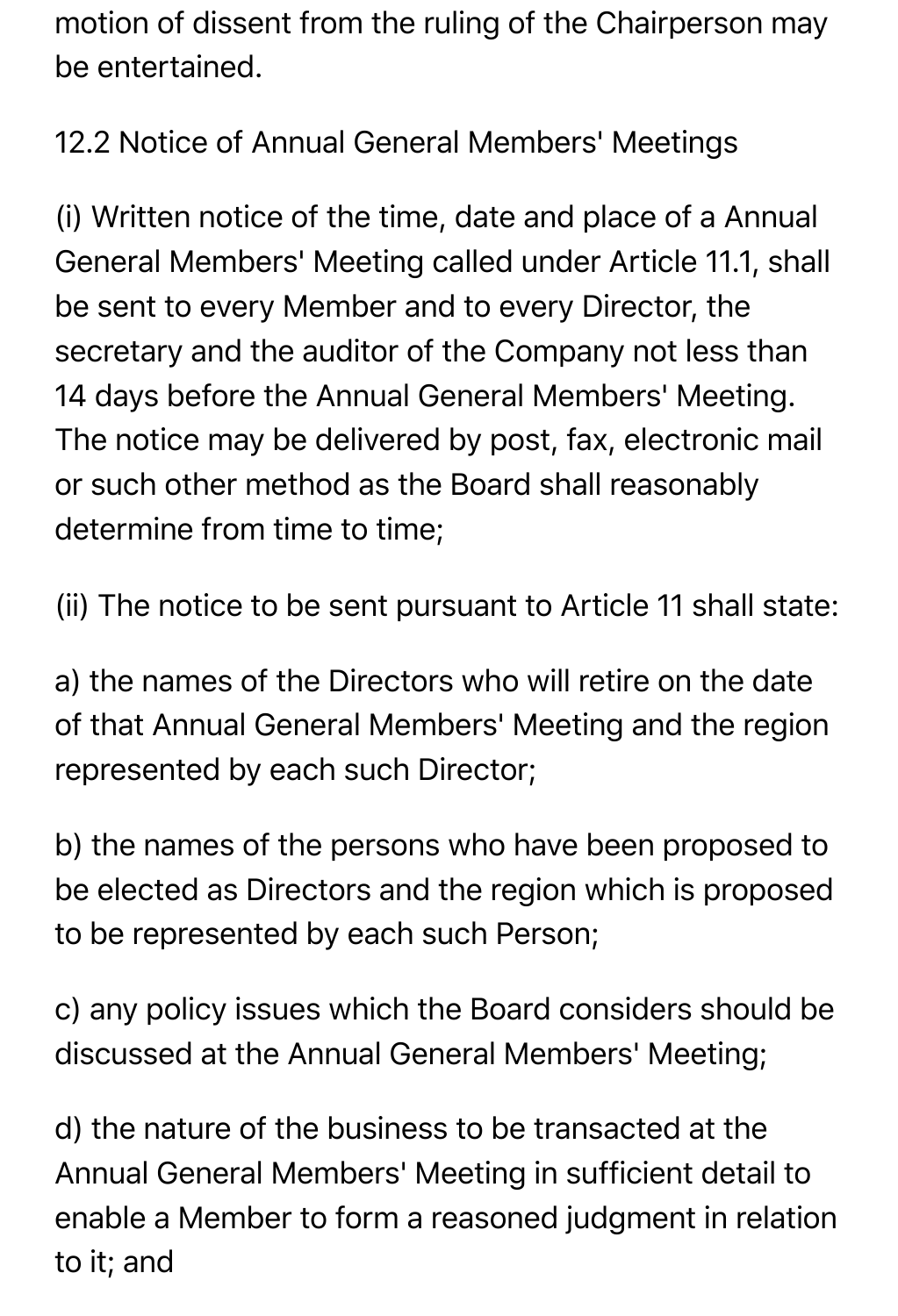motion of dissent from the ruling of the Chairperson may be entertained.

12.2 Notice of Annual General Members' Meetings

(i) Written notice of the time, date and place of a Annual General Members' Meeting called under Article 11.1, shall be sent to every Member and to every Director, the secretary and the auditor of the Company not less than 14 days before the Annual General Members' Meeting. The notice may be delivered by post, fax, electronic mail or such other method as the Board shall reasonably determine from time to time;

(ii) The notice to be sent pursuant to Article 11 shall state:

a) the names of the Directors who will retire on the date of that Annual General Members' Meeting and the region represented by each such Director;

b) the names of the persons who have been proposed to be elected as Directors and the region which is proposed to be represented by each such Person;

c) any policy issues which the Board considers should be discussed at the Annual General Members' Meeting;

d) the nature of the business to be transacted at the Annual General Members' Meeting in sufficient detail to enable a Member to form a reasoned judgment in relation to it; and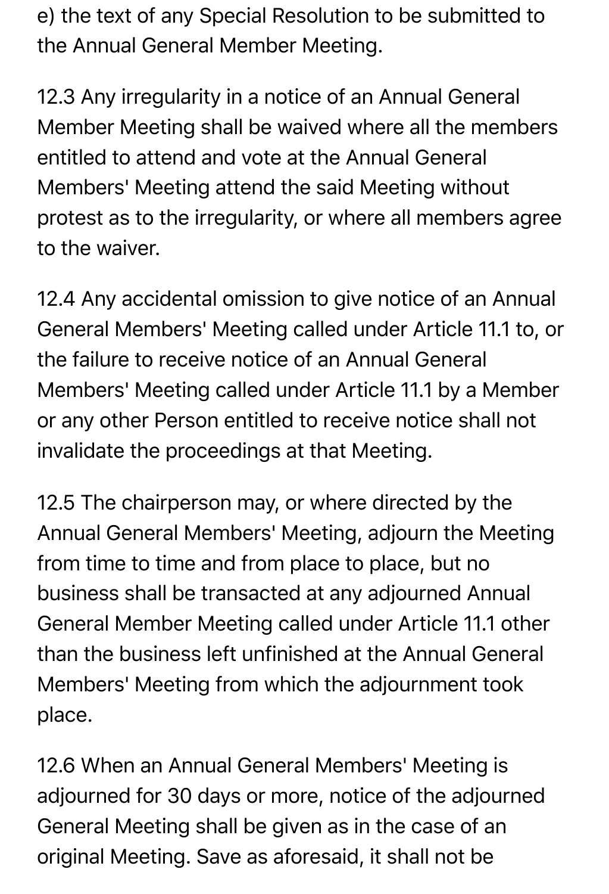e) the text of any Special Resolution to be submitted to the Annual General Member Meeting.

12.3 Any irregularity in a notice of an Annual General Member Meeting shall be waived where all the members entitled to attend and vote at the Annual General Members' Meeting attend the said Meeting without protest as to the irregularity, or where all members agree to the waiver.

12.4 Any accidental omission to give notice of an Annual General Members' Meeting called under Article 11.1 to, or the failure to receive notice of an Annual General Members' Meeting called under Article 11.1 by a Member or any other Person entitled to receive notice shall not invalidate the proceedings at that Meeting.

12.5 The chairperson may, or where directed by the Annual General Members' Meeting, adjourn the Meeting from time to time and from place to place, but no business shall be transacted at any adjourned Annual General Member Meeting called under Article 11.1 other than the business left unfinished at the Annual General Members' Meeting from which the adjournment took place.

12.6 When an Annual General Members' Meeting is adjourned for 30 days or more, notice of the adjourned General Meeting shall be given as in the case of an original Meeting. Save as aforesaid, it shall not be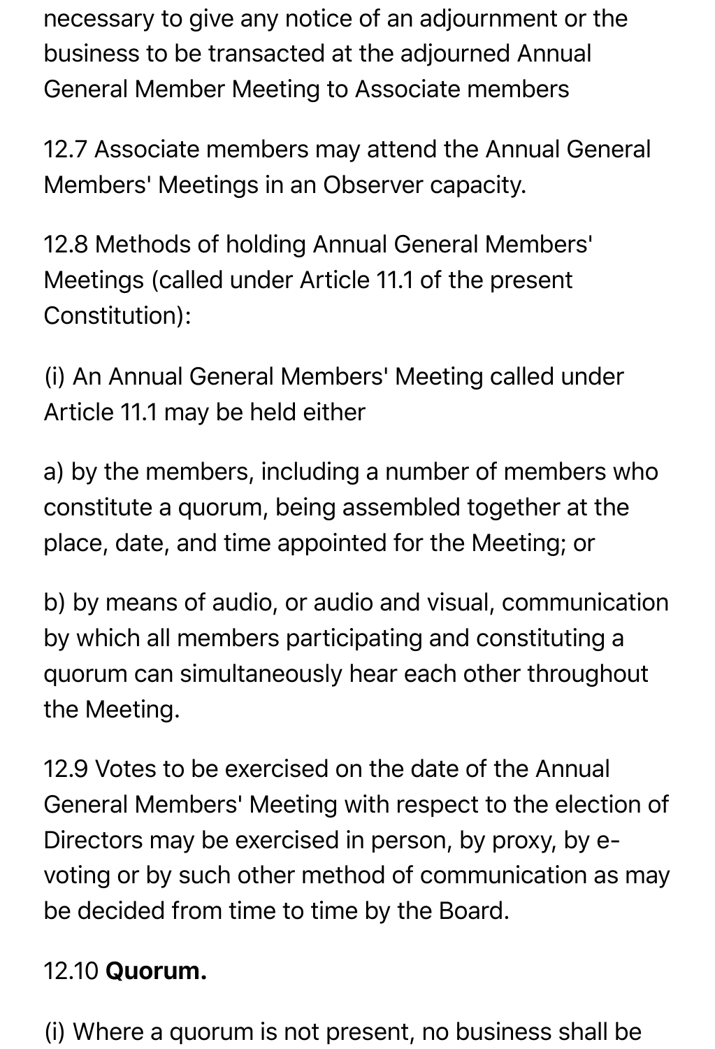necessary to give any notice of an adjournment or the business to be transacted at the adjourned Annual General Member Meeting to Associate members

12.7 Associate members may attend the Annual General Members' Meetings in an Observer capacity.

12.8 Methods of holding Annual General Members' Meetings (called under Article 11.1 of the present Constitution):

(i) An Annual General Members' Meeting called under Article 11.1 may be held either

a) by the members, including a number of members who constitute a quorum, being assembled together at the place, date, and time appointed for the Meeting; or

b) by means of audio, or audio and visual, communication by which all members participating and constituting a quorum can simultaneously hear each other throughout the Meeting.

12.9 Votes to be exercised on the date of the Annual General Members' Meeting with respect to the election of Directors may be exercised in person, by proxy, by e-voting or by such other method of communication as may be decided from time to time by the Board.

12.10 **Quorum.**

(i) Where a quorum is not present, no business shall be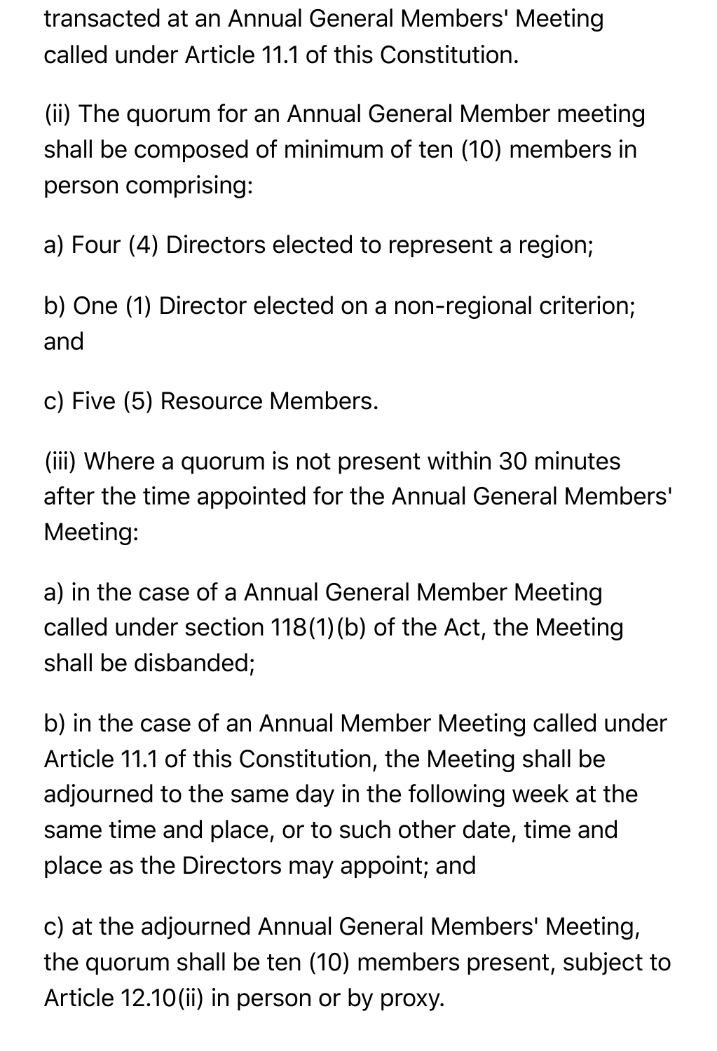transacted at an Annual General Members' Meeting called under Article 11.1 of this Constitution.

(ii) The quorum for an Annual General Member meeting shall be composed of minimum of ten (10) members in person comprising:

a) Four (4) Directors elected to represent a region;

b) One (1) Director elected on a non-regional criterion; and

c) Five (5) Resource Members.

(iii) Where a quorum is not present within 30 minutes after the time appointed for the Annual General Members' Meeting:

a) in the case of a Annual General Member Meeting called under section 118(1)(b) of the Act, the Meeting shall be disbanded;

b) in the case of an Annual Member Meeting called under Article 11.1 of this Constitution, the Meeting shall be adjourned to the same day in the following week at the same time and place, or to such other date, time and place as the Directors may appoint; and

c) at the adjourned Annual General Members' Meeting, the quorum shall be ten (10) members present, subject to Article 12.10(ii) in person or by proxy.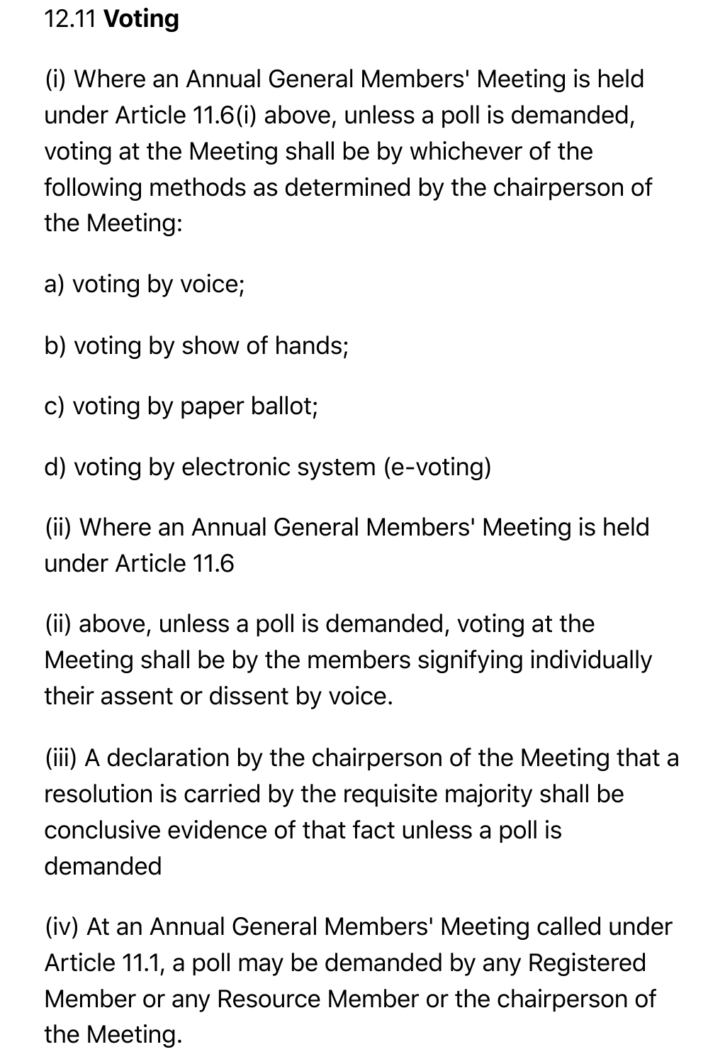12.11 **Voting**

(i) Where an Annual General Members' Meeting is held under Article 11.6(i) above, unless a poll is demanded, voting at the Meeting shall be by whichever of the following methods as determined by the chairperson of the Meeting:

a) voting by voice;

b) voting by show of hands;

c) voting by paper ballot;

d) voting by electronic system (e-voting)

(ii) Where an Annual General Members' Meeting is held under Article 11.6

(ii) above, unless a poll is demanded, voting at the Meeting shall be by the members signifying individually their assent or dissent by voice.

(iii) A declaration by the chairperson of the Meeting that a resolution is carried by the requisite majority shall be conclusive evidence of that fact unless a poll is demanded

(iv) At an Annual General Members' Meeting called under Article 11.1, a poll may be demanded by any Registered Member or any Resource Member or the chairperson of the Meeting.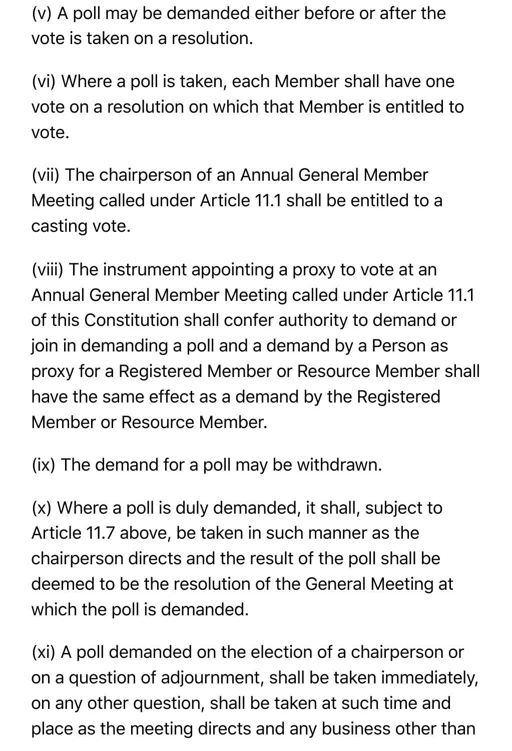(v) A poll may be demanded either before or after the vote is taken on a resolution.

(vi) Where a poll is taken, each Member shall have one vote on a resolution on which that Member is entitled to vote.

(vii) The chairperson of an Annual General Member Meeting called under Article 11.1 shall be entitled to a casting vote.

(viii) The instrument appointing a proxy to vote at an Annual General Member Meeting called under Article 11.1 of this Constitution shall confer authority to demand or join in demanding a poll and a demand by a Person as proxy for a Registered Member or Resource Member shall have the same effect as a demand by the Registered Member or Resource Member.

(ix) The demand for a poll may be withdrawn.

(x) Where a poll is duly demanded, it shall, subject to Article 11.7 above, be taken in such manner as the chairperson directs and the result of the poll shall be deemed to be the resolution of the General Meeting at which the poll is demanded.

(xi) A poll demanded on the election of a chairperson or on a question of adjournment, shall be taken immediately, on any other question, shall be taken at such time and place as the meeting directs and any business other than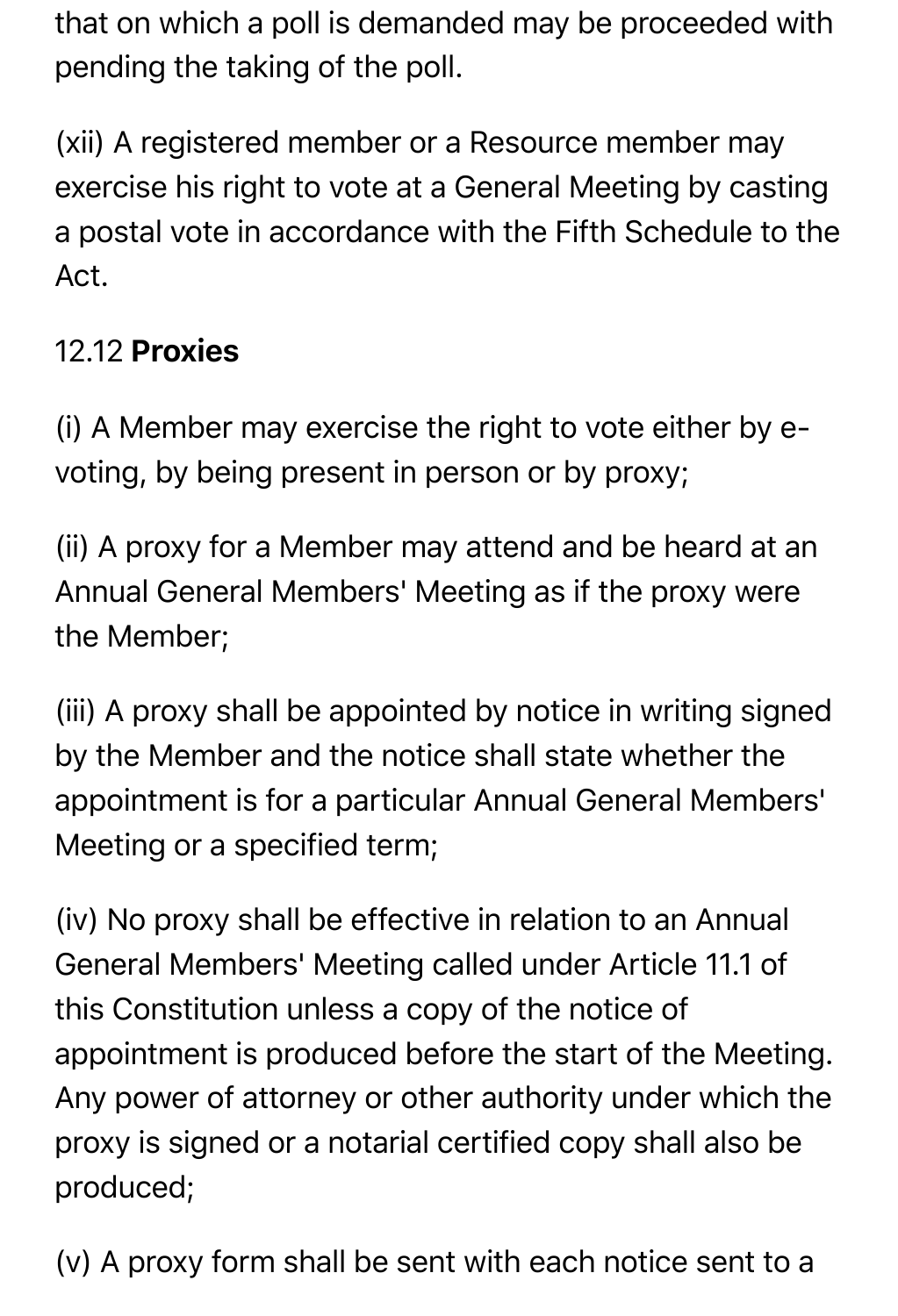that on which a poll is demanded may be proceeded with pending the taking of the poll.

(xii) A registered member or a Resource member may exercise his right to vote at a General Meeting by casting a postal vote in accordance with the Fifth Schedule to the Act.

12.12 **Proxies**

(i) A Member may exercise the right to vote either by e-voting, by being present in person or by proxy;

(ii) A proxy for a Member may attend and be heard at an Annual General Members' Meeting as if the proxy were the Member;

(iii) A proxy shall be appointed by notice in writing signed by the Member and the notice shall state whether the appointment is for a particular Annual General Members' Meeting or a specified term;

(iv) No proxy shall be effective in relation to an Annual General Members' Meeting called under Article 11.1 of this Constitution unless a copy of the notice of appointment is produced before the start of the Meeting. Any power of attorney or other authority under which the proxy is signed or a notarial certified copy shall also be produced;

(v) A proxy form shall be sent with each notice sent to a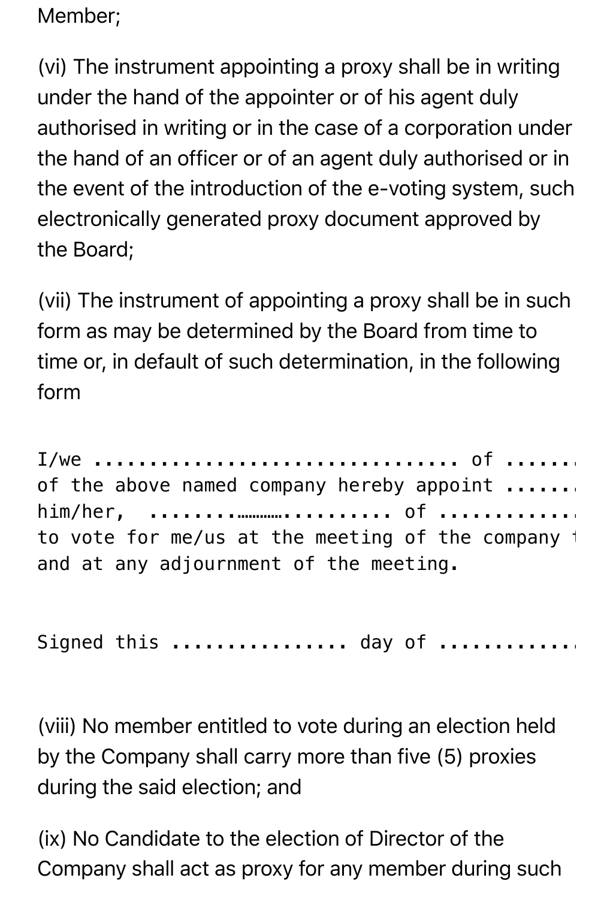Member;

(vi) The instrument appointing a proxy shall be in writing under the hand of the appointer or of his agent duly authorised in writing or in the case of a corporation under the hand of an officer or of an agent duly authorised or in the event of the introduction of the e-voting system, such electronically generated proxy document approved by the Board;

(vii) The instrument of appointing a proxy shall be in such form as may be determined by the Board from time to time or, in default of such determination, in the following form

```
I/we ................................. of ......
of the above named company hereby appoint ......
him/her,  ......………….......... of ...........
to vote for me/us at the meeting of the company 
and at any adjournment of the meeting.


Signed this ................ day of ...........
```

(viii) No member entitled to vote during an election held by the Company shall carry more than five (5) proxies during the said election; and

(ix) No Candidate to the election of Director of the Company shall act as proxy for any member during such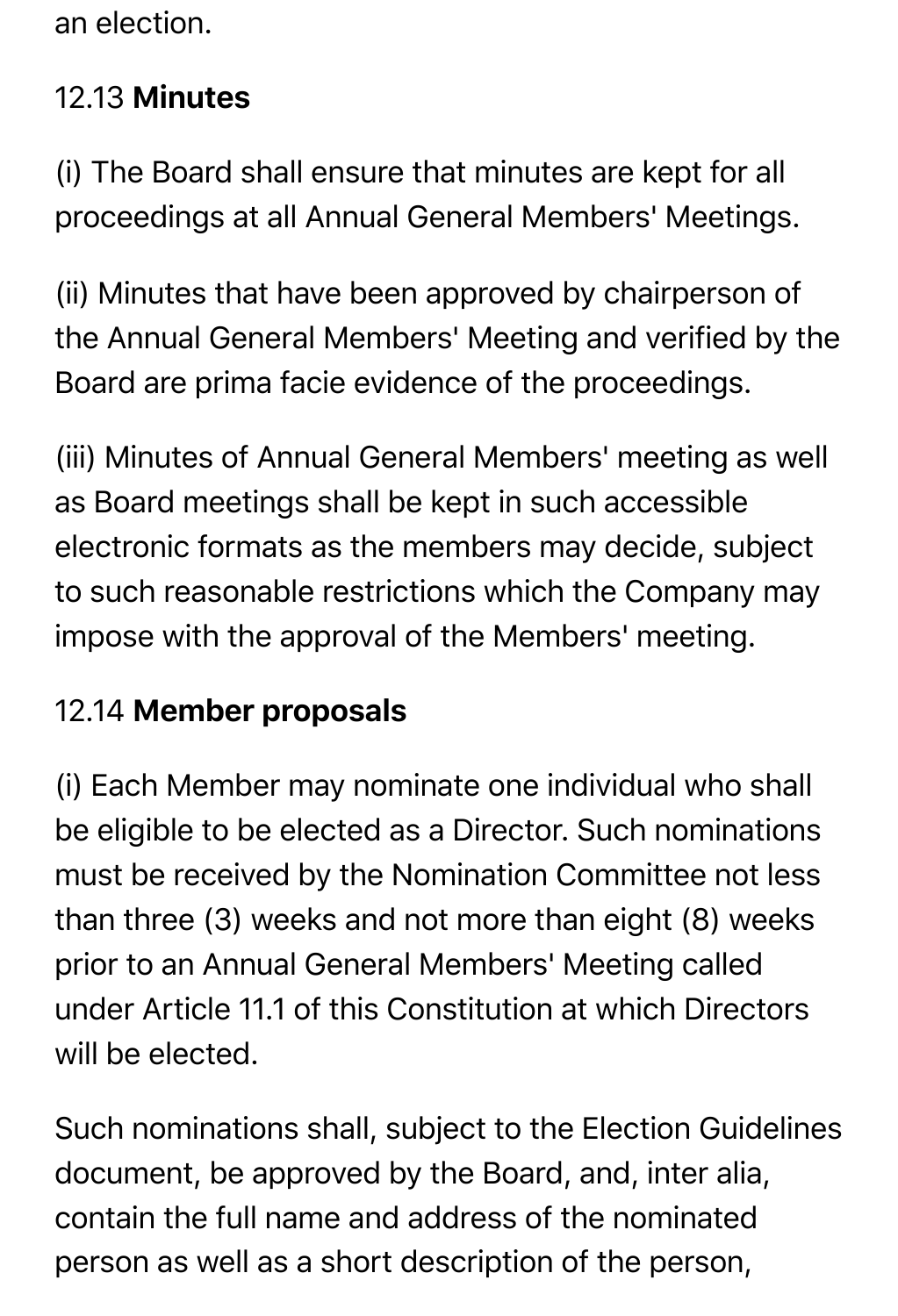an election.

12.13 **Minutes**

(i) The Board shall ensure that minutes are kept for all proceedings at all Annual General Members' Meetings.

(ii) Minutes that have been approved by chairperson of the Annual General Members' Meeting and verified by the Board are prima facie evidence of the proceedings.

(iii) Minutes of Annual General Members' meeting as well as Board meetings shall be kept in such accessible electronic formats as the members may decide, subject to such reasonable restrictions which the Company may impose with the approval of the Members' meeting.

12.14 **Member proposals**

(i) Each Member may nominate one individual who shall be eligible to be elected as a Director. Such nominations must be received by the Nomination Committee not less than three (3) weeks and not more than eight (8) weeks prior to an Annual General Members' Meeting called under Article 11.1 of this Constitution at which Directors will be elected.

Such nominations shall, subject to the Election Guidelines document, be approved by the Board, and, inter alia, contain the full name and address of the nominated person as well as a short description of the person,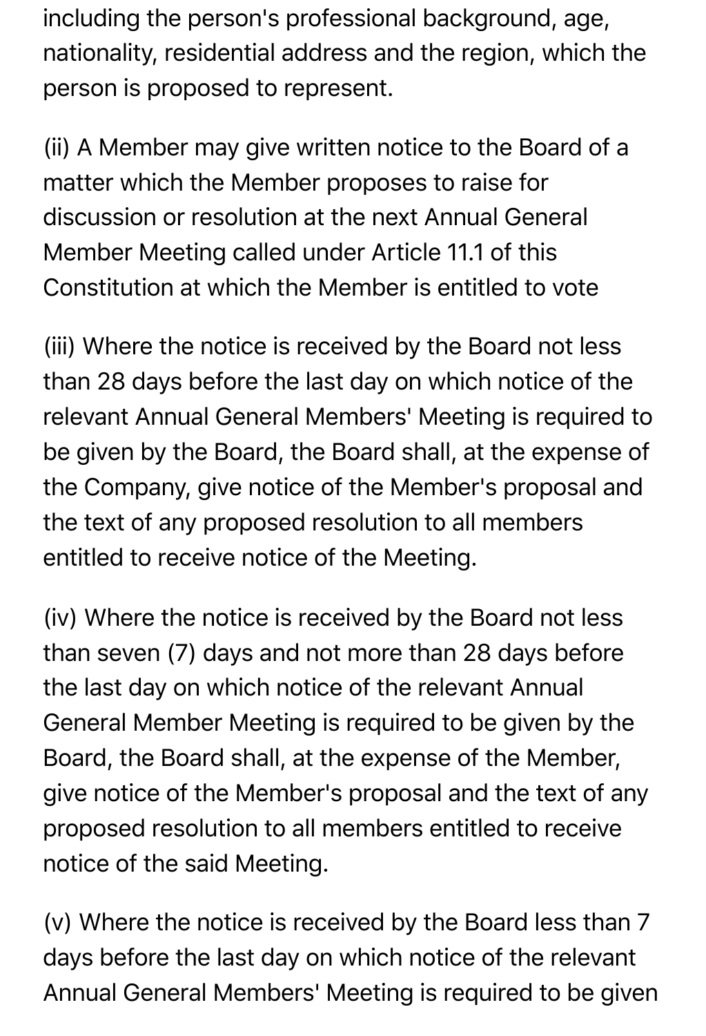including the person's professional background, age, nationality, residential address and the region, which the person is proposed to represent.

(ii) A Member may give written notice to the Board of a matter which the Member proposes to raise for discussion or resolution at the next Annual General Member Meeting called under Article 11.1 of this Constitution at which the Member is entitled to vote

(iii) Where the notice is received by the Board not less than 28 days before the last day on which notice of the relevant Annual General Members' Meeting is required to be given by the Board, the Board shall, at the expense of the Company, give notice of the Member's proposal and the text of any proposed resolution to all members entitled to receive notice of the Meeting.

(iv) Where the notice is received by the Board not less than seven (7) days and not more than 28 days before the last day on which notice of the relevant Annual General Member Meeting is required to be given by the Board, the Board shall, at the expense of the Member, give notice of the Member's proposal and the text of any proposed resolution to all members entitled to receive notice of the said Meeting.

(v) Where the notice is received by the Board less than 7 days before the last day on which notice of the relevant Annual General Members' Meeting is required to be given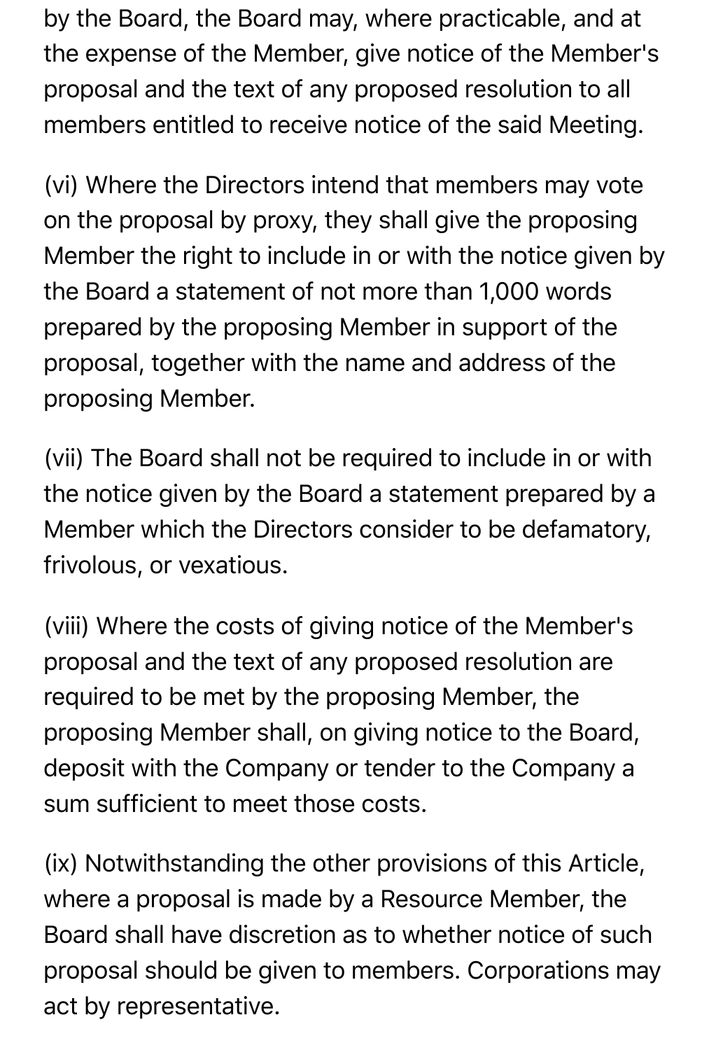by the Board, the Board may, where practicable, and at the expense of the Member, give notice of the Member's proposal and the text of any proposed resolution to all members entitled to receive notice of the said Meeting.

(vi) Where the Directors intend that members may vote on the proposal by proxy, they shall give the proposing Member the right to include in or with the notice given by the Board a statement of not more than 1,000 words prepared by the proposing Member in support of the proposal, together with the name and address of the proposing Member.

(vii) The Board shall not be required to include in or with the notice given by the Board a statement prepared by a Member which the Directors consider to be defamatory, frivolous, or vexatious.

(viii) Where the costs of giving notice of the Member's proposal and the text of any proposed resolution are required to be met by the proposing Member, the proposing Member shall, on giving notice to the Board, deposit with the Company or tender to the Company a sum sufficient to meet those costs.

(ix) Notwithstanding the other provisions of this Article, where a proposal is made by a Resource Member, the Board shall have discretion as to whether notice of such proposal should be given to members. Corporations may act by representative.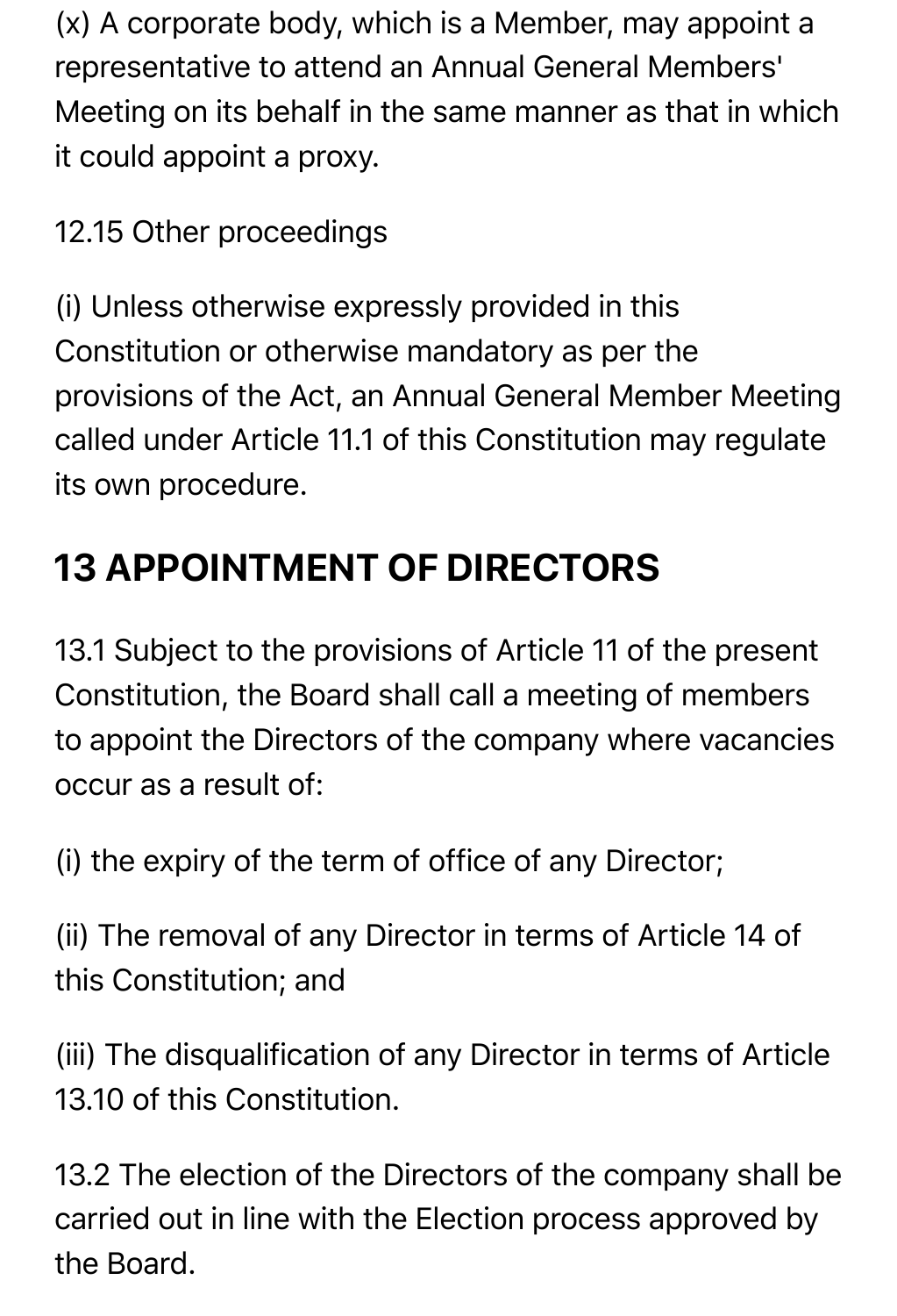(x) A corporate body, which is a Member, may appoint a representative to attend an Annual General Members' Meeting on its behalf in the same manner as that in which it could appoint a proxy.

12.15 Other proceedings

(i) Unless otherwise expressly provided in this Constitution or otherwise mandatory as per the provisions of the Act, an Annual General Member Meeting called under Article 11.1 of this Constitution may regulate its own procedure.

## 13 APPOINTMENT OF DIRECTORS

13.1 Subject to the provisions of Article 11 of the present Constitution, the Board shall call a meeting of members to appoint the Directors of the company where vacancies occur as a result of:

(i) the expiry of the term of office of any Director;

(ii) The removal of any Director in terms of Article 14 of this Constitution; and

(iii) The disqualification of any Director in terms of Article 13.10 of this Constitution.

13.2 The election of the Directors of the company shall be carried out in line with the Election process approved by the Board.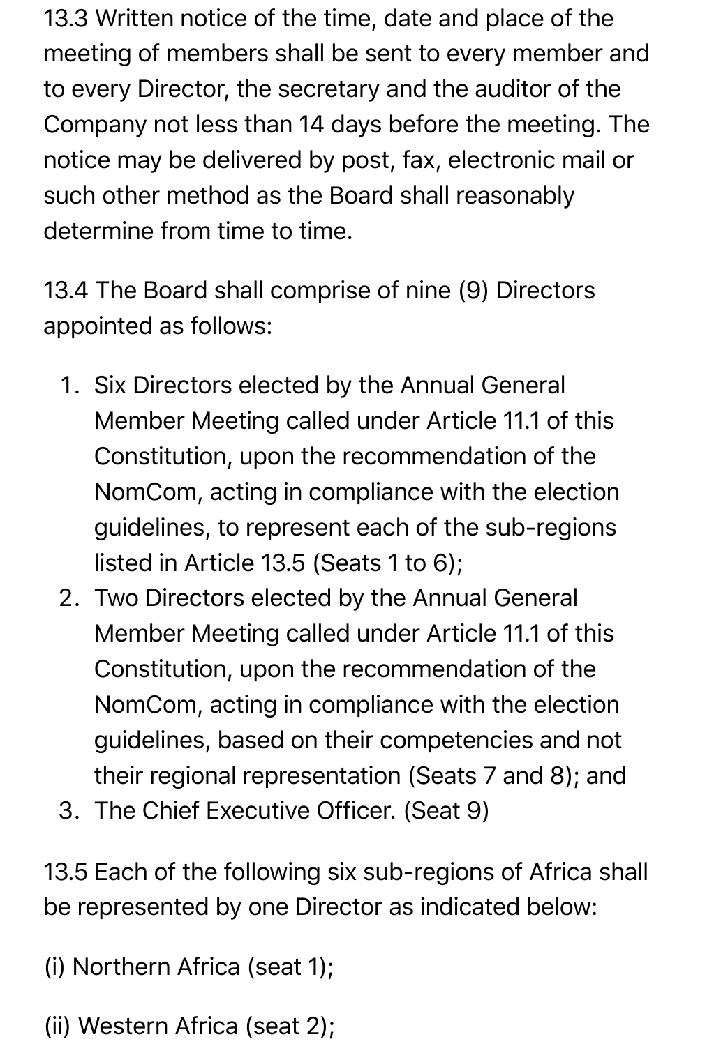13.3 Written notice of the time, date and place of the meeting of members shall be sent to every member and to every Director, the secretary and the auditor of the Company not less than 14 days before the meeting. The notice may be delivered by post, fax, electronic mail or such other method as the Board shall reasonably determine from time to time.

13.4 The Board shall comprise of nine (9) Directors appointed as follows:

1. Six Directors elected by the Annual General Member Meeting called under Article 11.1 of this Constitution, upon the recommendation of the NomCom, acting in compliance with the election guidelines, to represent each of the sub-regions listed in Article 13.5 (Seats 1 to 6);
2. Two Directors elected by the Annual General Member Meeting called under Article 11.1 of this Constitution, upon the recommendation of the NomCom, acting in compliance with the election guidelines, based on their competencies and not their regional representation (Seats 7 and 8); and
3. The Chief Executive Officer. (Seat 9)

13.5 Each of the following six sub-regions of Africa shall be represented by one Director as indicated below:

(i) Northern Africa (seat 1);

(ii) Western Africa (seat 2);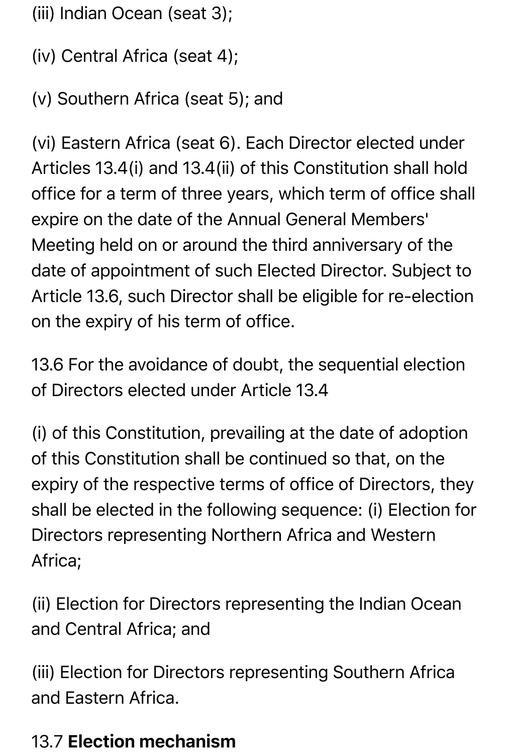(iii) Indian Ocean (seat 3);

(iv) Central Africa (seat 4);

(v) Southern Africa (seat 5); and

(vi) Eastern Africa (seat 6). Each Director elected under Articles 13.4(i) and 13.4(ii) of this Constitution shall hold office for a term of three years, which term of office shall expire on the date of the Annual General Members' Meeting held on or around the third anniversary of the date of appointment of such Elected Director. Subject to Article 13.6, such Director shall be eligible for re-election on the expiry of his term of office.

13.6 For the avoidance of doubt, the sequential election of Directors elected under Article 13.4

(i) of this Constitution, prevailing at the date of adoption of this Constitution shall be continued so that, on the expiry of the respective terms of office of Directors, they shall be elected in the following sequence: (i) Election for Directors representing Northern Africa and Western Africa;

(ii) Election for Directors representing the Indian Ocean and Central Africa; and

(iii) Election for Directors representing Southern Africa and Eastern Africa.

13.7 **Election mechanism**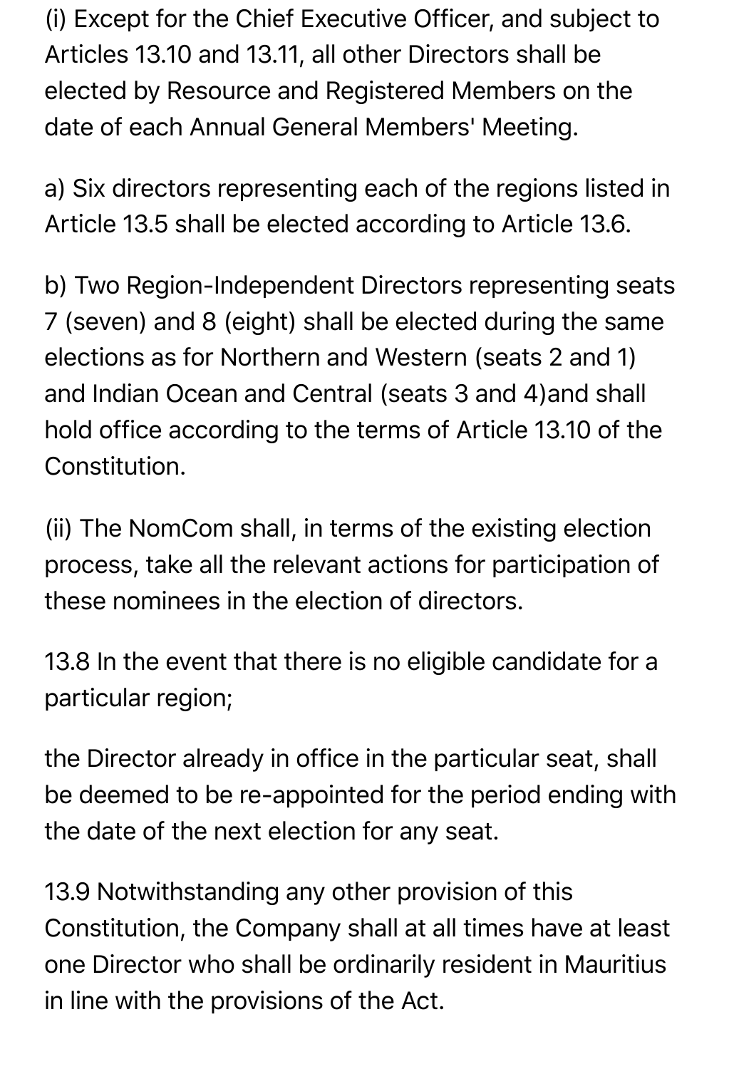(i) Except for the Chief Executive Officer, and subject to Articles 13.10 and 13.11, all other Directors shall be elected by Resource and Registered Members on the date of each Annual General Members' Meeting.

a) Six directors representing each of the regions listed in Article 13.5 shall be elected according to Article 13.6.

b) Two Region-Independent Directors representing seats 7 (seven) and 8 (eight) shall be elected during the same elections as for Northern and Western (seats 2 and 1) and Indian Ocean and Central (seats 3 and 4)and shall hold office according to the terms of Article 13.10 of the Constitution.

(ii) The NomCom shall, in terms of the existing election process, take all the relevant actions for participation of these nominees in the election of directors.

13.8 In the event that there is no eligible candidate for a particular region;

the Director already in office in the particular seat, shall be deemed to be re-appointed for the period ending with the date of the next election for any seat.

13.9 Notwithstanding any other provision of this Constitution, the Company shall at all times have at least one Director who shall be ordinarily resident in Mauritius in line with the provisions of the Act.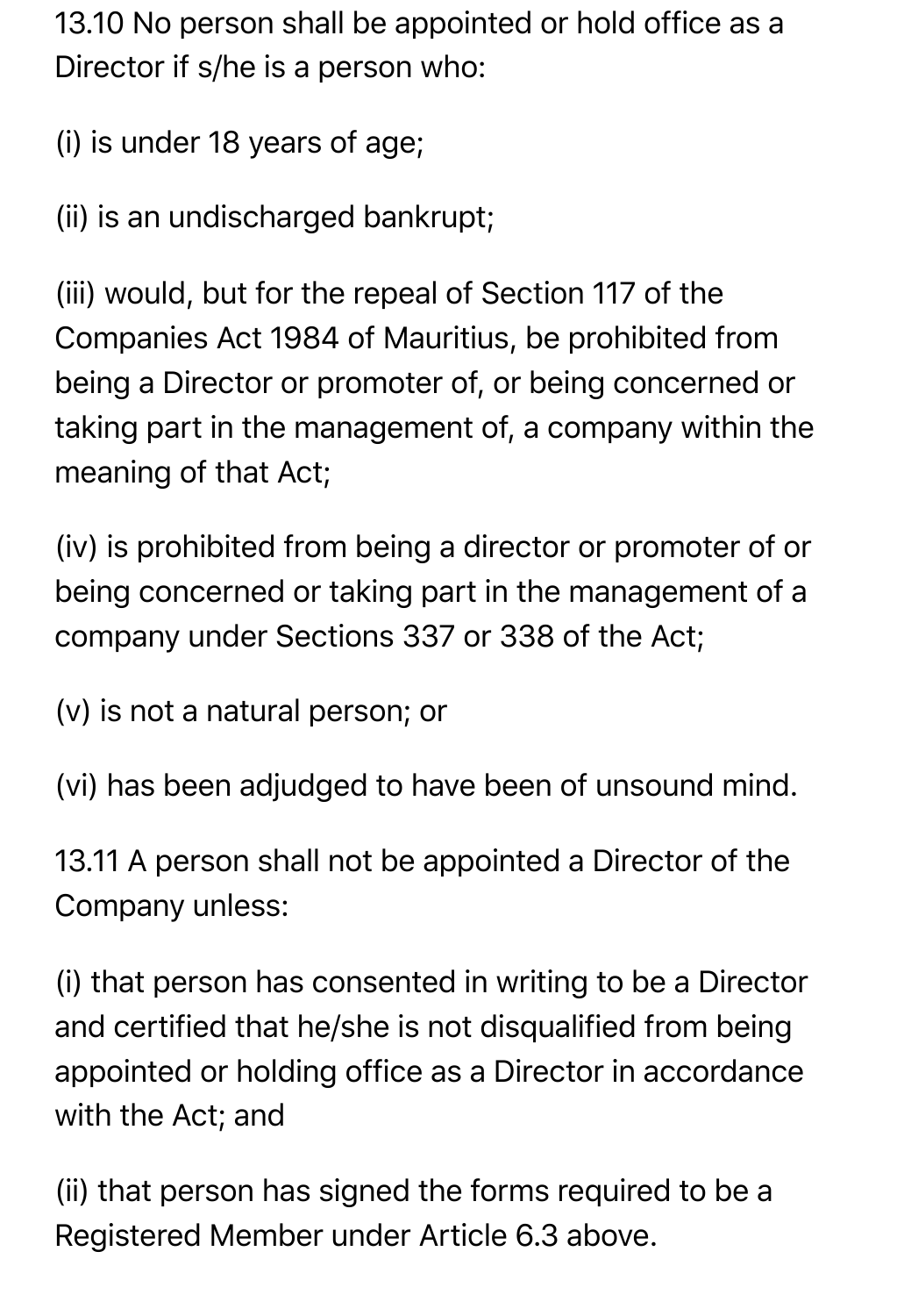13.10 No person shall be appointed or hold office as a Director if s/he is a person who:

(i) is under 18 years of age;

(ii) is an undischarged bankrupt;

(iii) would, but for the repeal of Section 117 of the Companies Act 1984 of Mauritius, be prohibited from being a Director or promoter of, or being concerned or taking part in the management of, a company within the meaning of that Act;

(iv) is prohibited from being a director or promoter of or being concerned or taking part in the management of a company under Sections 337 or 338 of the Act;

(v) is not a natural person; or

(vi) has been adjudged to have been of unsound mind.

13.11 A person shall not be appointed a Director of the Company unless:

(i) that person has consented in writing to be a Director and certified that he/she is not disqualified from being appointed or holding office as a Director in accordance with the Act; and

(ii) that person has signed the forms required to be a Registered Member under Article 6.3 above.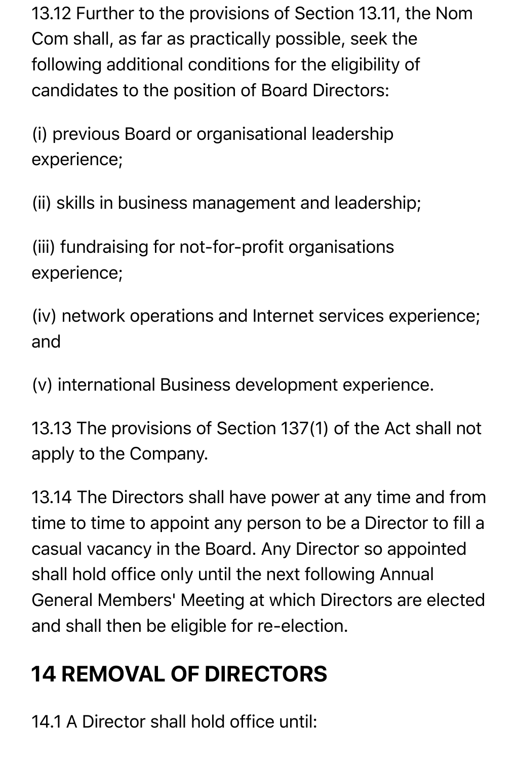13.12 Further to the provisions of Section 13.11, the Nom Com shall, as far as practically possible, seek the following additional conditions for the eligibility of candidates to the position of Board Directors:

(i) previous Board or organisational leadership experience;

(ii) skills in business management and leadership;

(iii) fundraising for not-for-profit organisations experience;

(iv) network operations and Internet services experience; and

(v) international Business development experience.

13.13 The provisions of Section 137(1) of the Act shall not apply to the Company.

13.14 The Directors shall have power at any time and from time to time to appoint any person to be a Director to fill a casual vacancy in the Board. Any Director so appointed shall hold office only until the next following Annual General Members' Meeting at which Directors are elected and shall then be eligible for re-election.

## 14 REMOVAL OF DIRECTORS

14.1 A Director shall hold office until: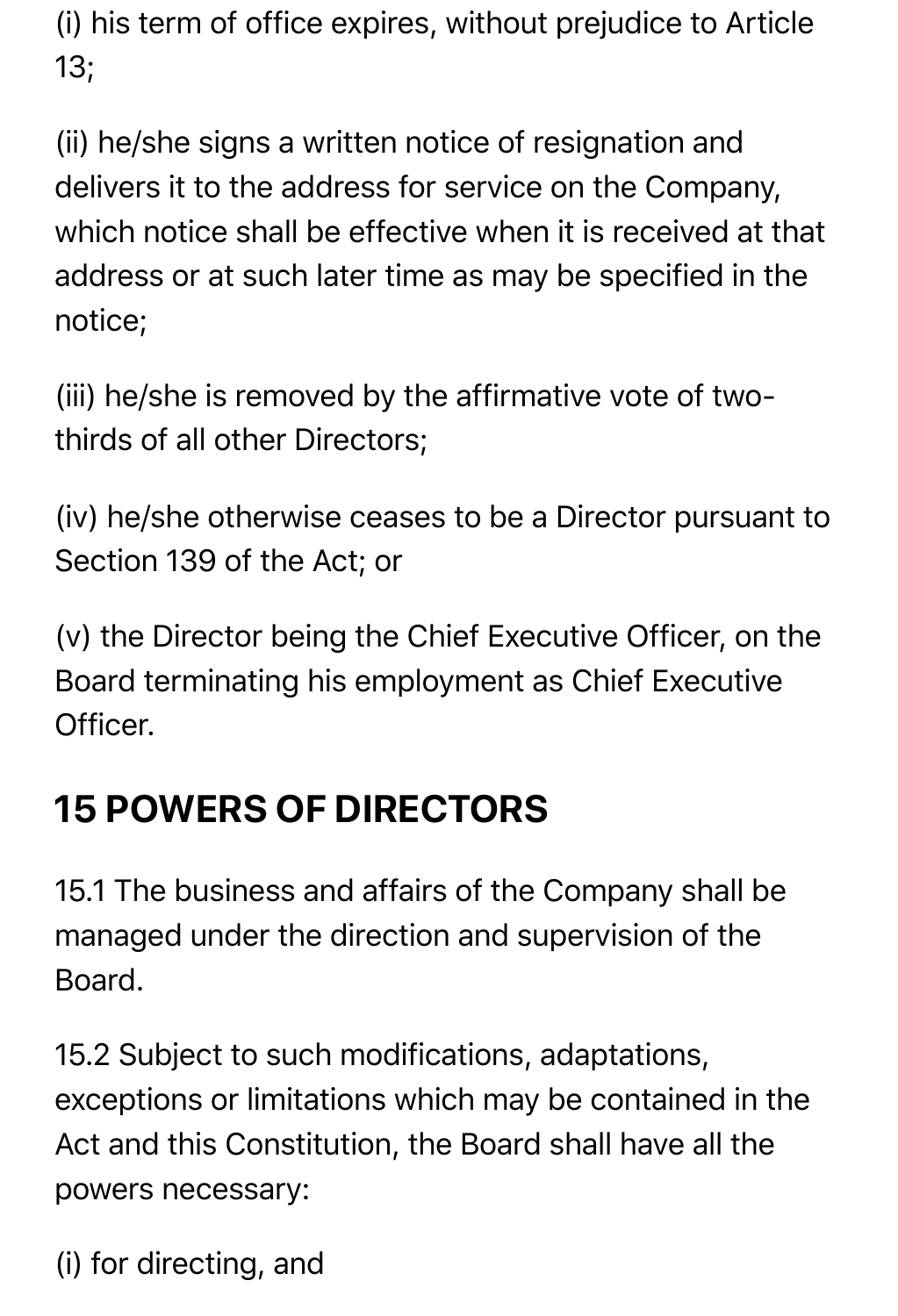(i) his term of office expires, without prejudice to Article 13;

(ii) he/she signs a written notice of resignation and delivers it to the address for service on the Company, which notice shall be effective when it is received at that address or at such later time as may be specified in the notice;

(iii) he/she is removed by the affirmative vote of two-thirds of all other Directors;

(iv) he/she otherwise ceases to be a Director pursuant to Section 139 of the Act; or

(v) the Director being the Chief Executive Officer, on the Board terminating his employment as Chief Executive Officer.

## 15 POWERS OF DIRECTORS

15.1 The business and affairs of the Company shall be managed under the direction and supervision of the Board.

15.2 Subject to such modifications, adaptations, exceptions or limitations which may be contained in the Act and this Constitution, the Board shall have all the powers necessary:

(i) for directing, and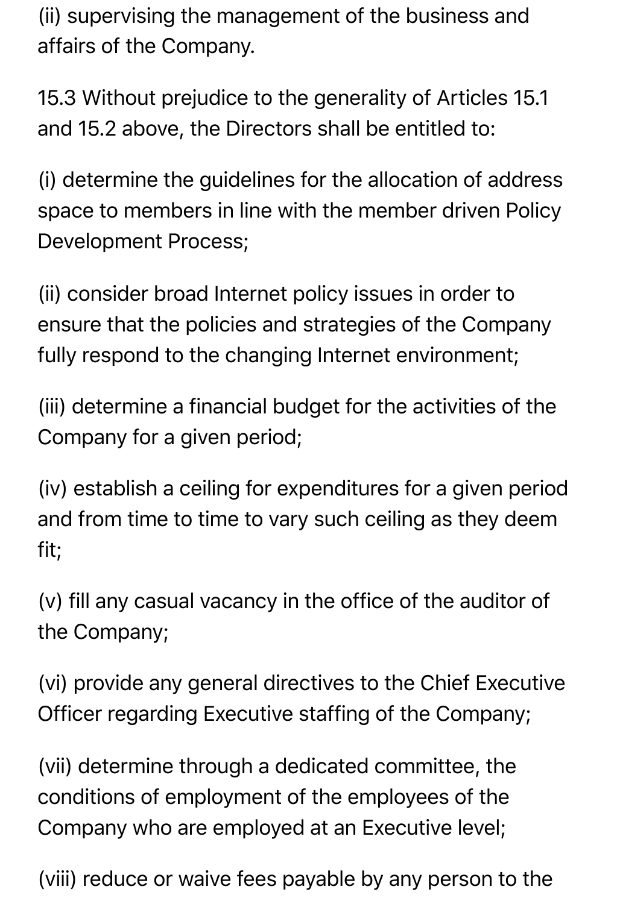(ii) supervising the management of the business and affairs of the Company.

15.3 Without prejudice to the generality of Articles 15.1 and 15.2 above, the Directors shall be entitled to:

(i) determine the guidelines for the allocation of address space to members in line with the member driven Policy Development Process;

(ii) consider broad Internet policy issues in order to ensure that the policies and strategies of the Company fully respond to the changing Internet environment;

(iii) determine a financial budget for the activities of the Company for a given period;

(iv) establish a ceiling for expenditures for a given period and from time to time to vary such ceiling as they deem fit;

(v) fill any casual vacancy in the office of the auditor of the Company;

(vi) provide any general directives to the Chief Executive Officer regarding Executive staffing of the Company;

(vii) determine through a dedicated committee, the conditions of employment of the employees of the Company who are employed at an Executive level;

(viii) reduce or waive fees payable by any person to the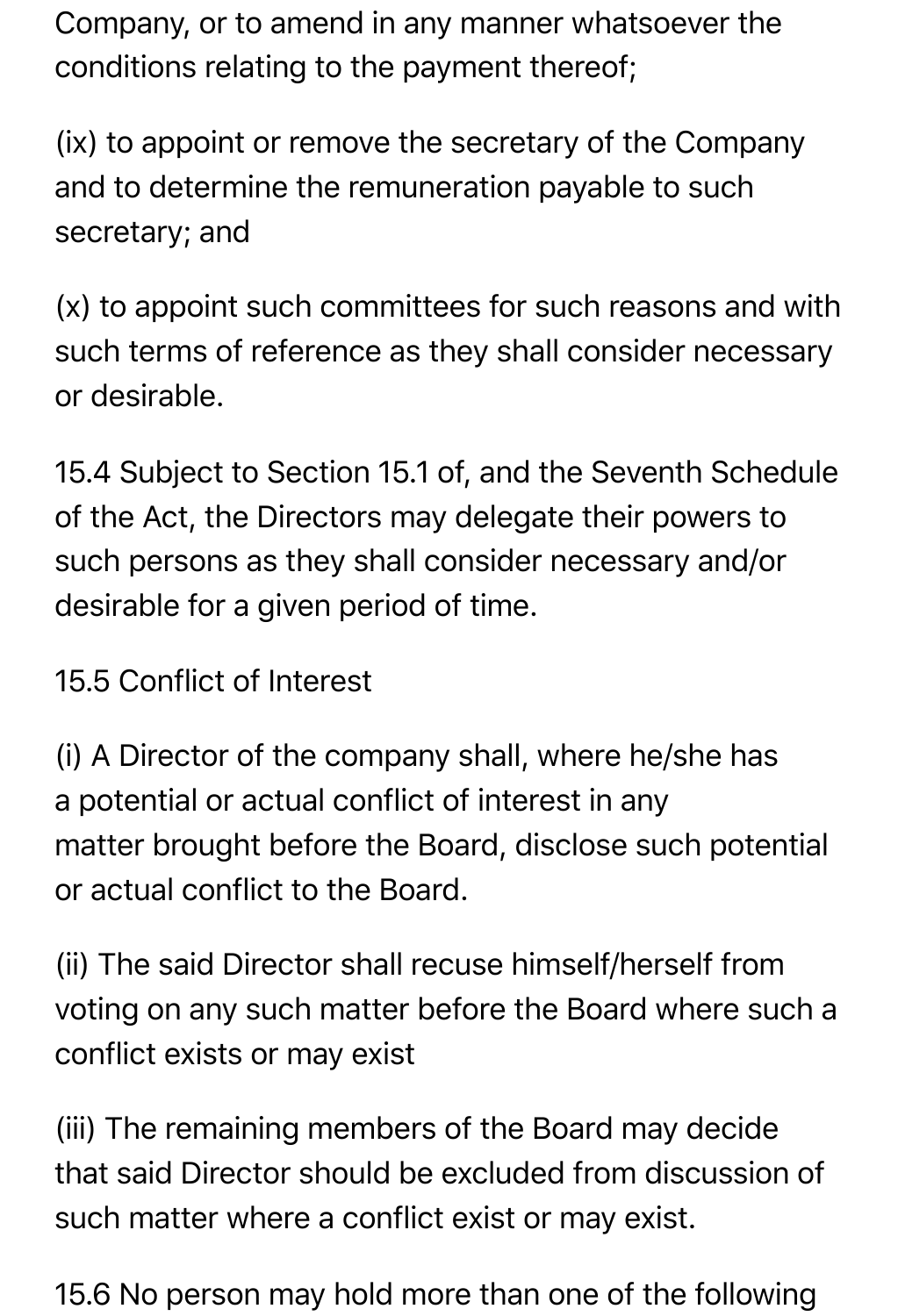Company, or to amend in any manner whatsoever the conditions relating to the payment thereof;

(ix) to appoint or remove the secretary of the Company and to determine the remuneration payable to such secretary; and

(x) to appoint such committees for such reasons and with such terms of reference as they shall consider necessary or desirable.

15.4 Subject to Section 15.1 of, and the Seventh Schedule of the Act, the Directors may delegate their powers to such persons as they shall consider necessary and/or desirable for a given period of time.

15.5 Conflict of Interest

(i) A Director of the company shall, where he/she has a potential or actual conflict of interest in any matter brought before the Board, disclose such potential or actual conflict to the Board.

(ii) The said Director shall recuse himself/herself from voting on any such matter before the Board where such a conflict exists or may exist

(iii) The remaining members of the Board may decide that said Director should be excluded from discussion of such matter where a conflict exist or may exist.

15.6 No person may hold more than one of the following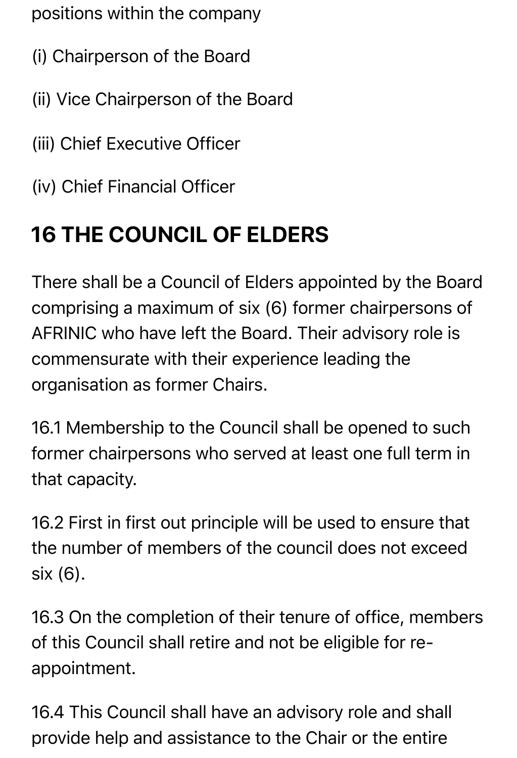positions within the company

(i) Chairperson of the Board

(ii) Vice Chairperson of the Board

(iii) Chief Executive Officer

(iv) Chief Financial Officer

## 16 THE COUNCIL OF ELDERS

There shall be a Council of Elders appointed by the Board comprising a maximum of six (6) former chairpersons of AFRINIC who have left the Board. Their advisory role is commensurate with their experience leading the organisation as former Chairs.

16.1 Membership to the Council shall be opened to such former chairpersons who served at least one full term in that capacity.

16.2 First in first out principle will be used to ensure that the number of members of the council does not exceed six (6).

16.3 On the completion of their tenure of office, members of this Council shall retire and not be eligible for re-appointment.

16.4 This Council shall have an advisory role and shall provide help and assistance to the Chair or the entire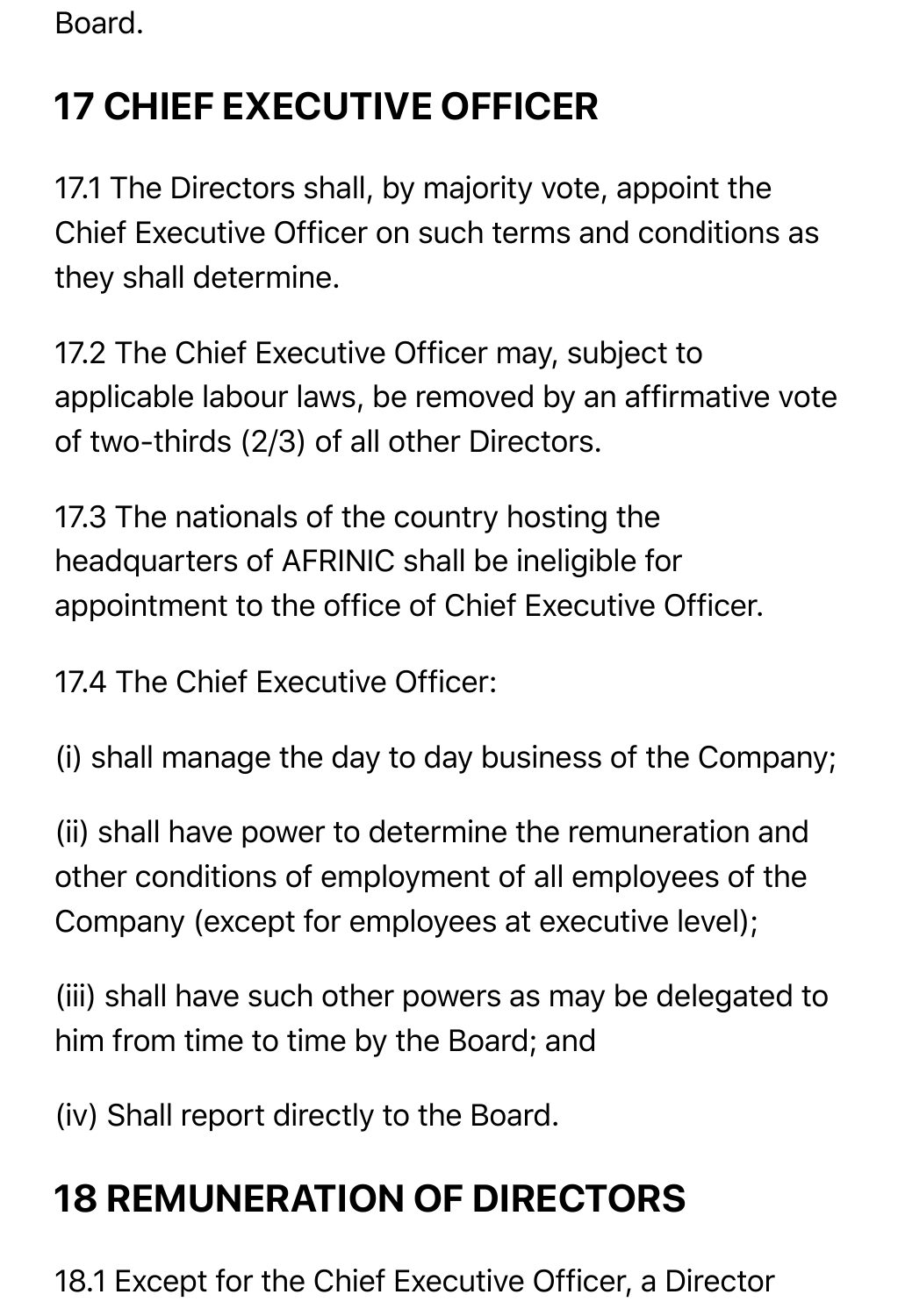Board.

## 17 CHIEF EXECUTIVE OFFICER

17.1 The Directors shall, by majority vote, appoint the Chief Executive Officer on such terms and conditions as they shall determine.

17.2 The Chief Executive Officer may, subject to applicable labour laws, be removed by an affirmative vote of two-thirds (2/3) of all other Directors.

17.3 The nationals of the country hosting the headquarters of AFRINIC shall be ineligible for appointment to the office of Chief Executive Officer.

17.4 The Chief Executive Officer:

(i) shall manage the day to day business of the Company;

(ii) shall have power to determine the remuneration and other conditions of employment of all employees of the Company (except for employees at executive level);

(iii) shall have such other powers as may be delegated to him from time to time by the Board; and

(iv) Shall report directly to the Board.

## 18 REMUNERATION OF DIRECTORS

18.1 Except for the Chief Executive Officer, a Director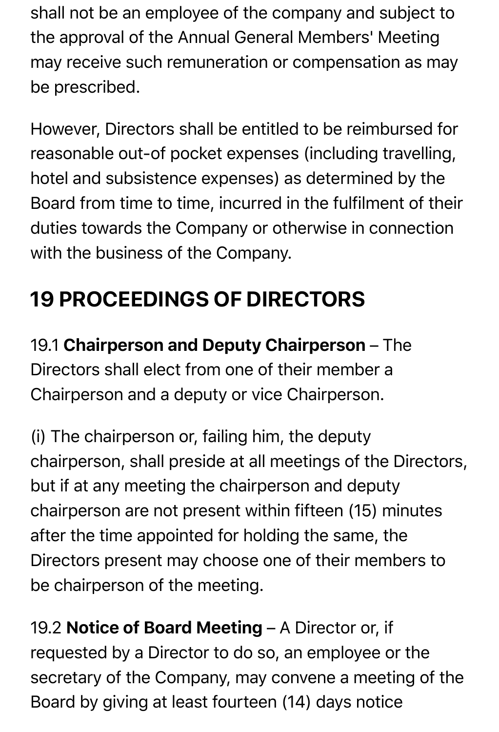shall not be an employee of the company and subject to the approval of the Annual General Members' Meeting may receive such remuneration or compensation as may be prescribed.

However, Directors shall be entitled to be reimbursed for reasonable out-of pocket expenses (including travelling, hotel and subsistence expenses) as determined by the Board from time to time, incurred in the fulfilment of their duties towards the Company or otherwise in connection with the business of the Company.

## 19 PROCEEDINGS OF DIRECTORS

19.1 **Chairperson and Deputy Chairperson** – The Directors shall elect from one of their member a Chairperson and a deputy or vice Chairperson.

(i) The chairperson or, failing him, the deputy chairperson, shall preside at all meetings of the Directors, but if at any meeting the chairperson and deputy chairperson are not present within fifteen (15) minutes after the time appointed for holding the same, the Directors present may choose one of their members to be chairperson of the meeting.

19.2 **Notice of Board Meeting** – A Director or, if requested by a Director to do so, an employee or the secretary of the Company, may convene a meeting of the Board by giving at least fourteen (14) days notice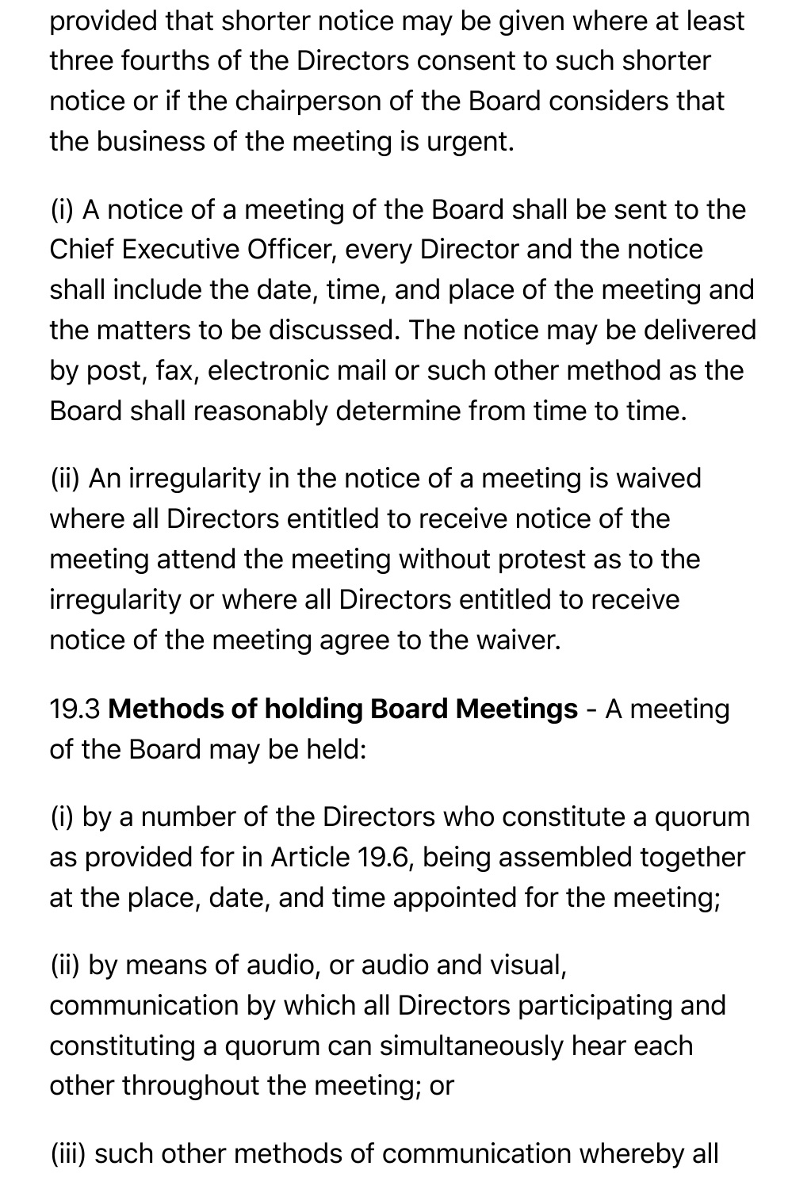provided that shorter notice may be given where at least three fourths of the Directors consent to such shorter notice or if the chairperson of the Board considers that the business of the meeting is urgent.

(i) A notice of a meeting of the Board shall be sent to the Chief Executive Officer, every Director and the notice shall include the date, time, and place of the meeting and the matters to be discussed. The notice may be delivered by post, fax, electronic mail or such other method as the Board shall reasonably determine from time to time.

(ii) An irregularity in the notice of a meeting is waived where all Directors entitled to receive notice of the meeting attend the meeting without protest as to the irregularity or where all Directors entitled to receive notice of the meeting agree to the waiver.

19.3 **Methods of holding Board Meetings** - A meeting of the Board may be held:

(i) by a number of the Directors who constitute a quorum as provided for in Article 19.6, being assembled together at the place, date, and time appointed for the meeting;

(ii) by means of audio, or audio and visual, communication by which all Directors participating and constituting a quorum can simultaneously hear each other throughout the meeting; or

(iii) such other methods of communication whereby all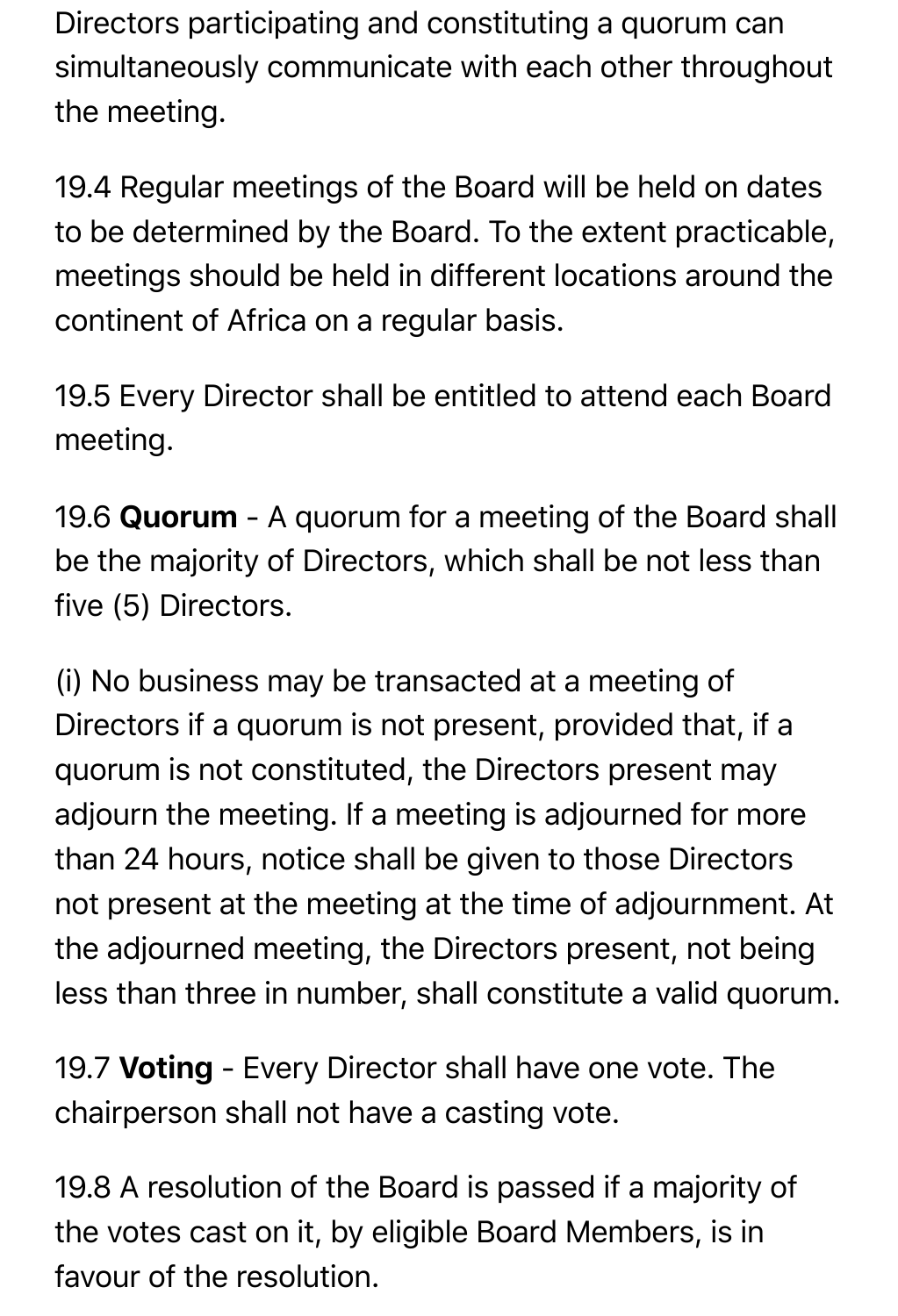Directors participating and constituting a quorum can simultaneously communicate with each other throughout the meeting.

19.4 Regular meetings of the Board will be held on dates to be determined by the Board. To the extent practicable, meetings should be held in different locations around the continent of Africa on a regular basis.

19.5 Every Director shall be entitled to attend each Board meeting.

19.6 **Quorum** - A quorum for a meeting of the Board shall be the majority of Directors, which shall be not less than five (5) Directors.

(i) No business may be transacted at a meeting of Directors if a quorum is not present, provided that, if a quorum is not constituted, the Directors present may adjourn the meeting. If a meeting is adjourned for more than 24 hours, notice shall be given to those Directors not present at the meeting at the time of adjournment. At the adjourned meeting, the Directors present, not being less than three in number, shall constitute a valid quorum.

19.7 **Voting** - Every Director shall have one vote. The chairperson shall not have a casting vote.

19.8 A resolution of the Board is passed if a majority of the votes cast on it, by eligible Board Members, is in favour of the resolution.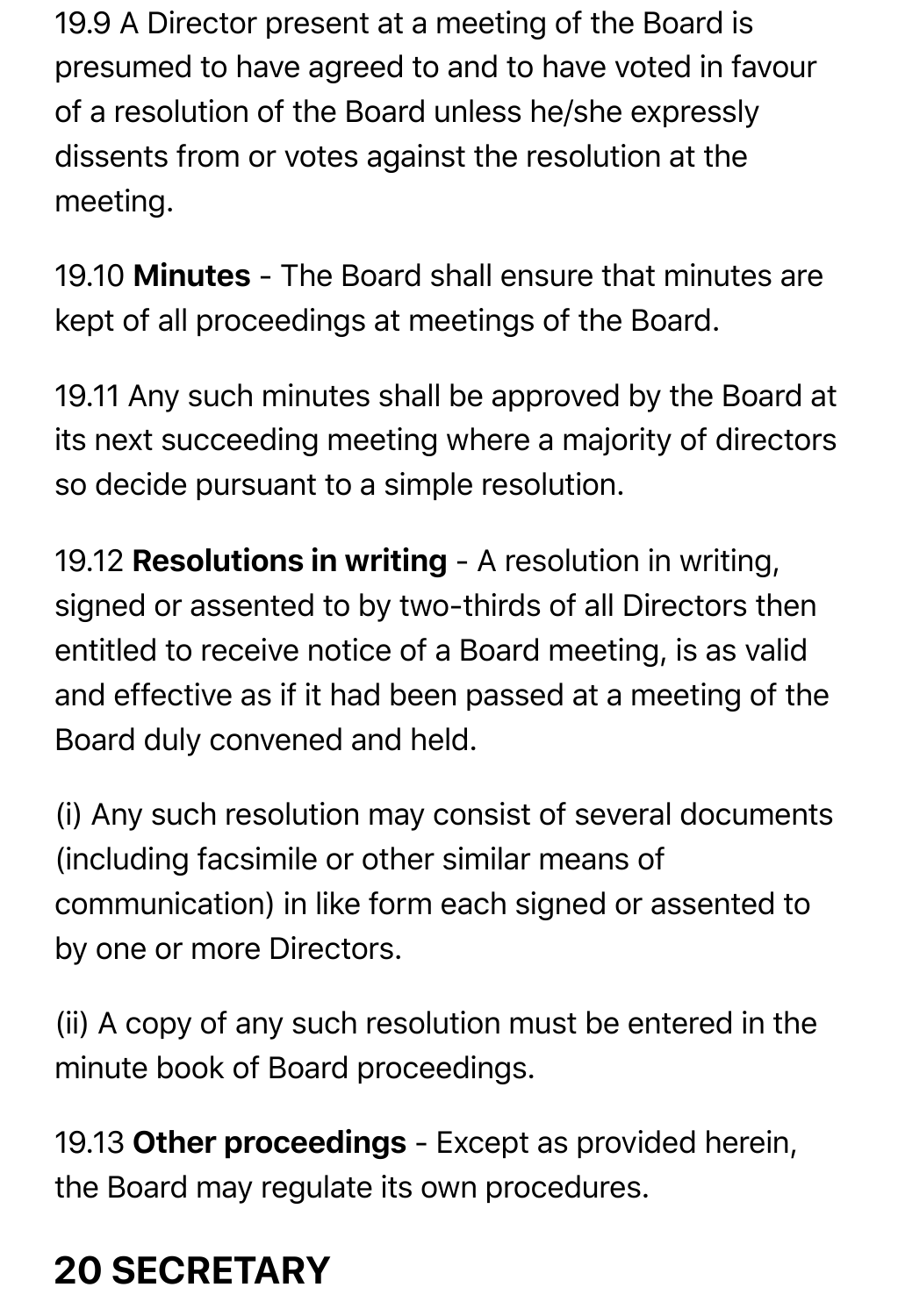19.9 A Director present at a meeting of the Board is presumed to have agreed to and to have voted in favour of a resolution of the Board unless he/she expressly dissents from or votes against the resolution at the meeting.

19.10 **Minutes** - The Board shall ensure that minutes are kept of all proceedings at meetings of the Board.

19.11 Any such minutes shall be approved by the Board at its next succeeding meeting where a majority of directors so decide pursuant to a simple resolution.

19.12 **Resolutions in writing** - A resolution in writing, signed or assented to by two-thirds of all Directors then entitled to receive notice of a Board meeting, is as valid and effective as if it had been passed at a meeting of the Board duly convened and held.

(i) Any such resolution may consist of several documents (including facsimile or other similar means of communication) in like form each signed or assented to by one or more Directors.

(ii) A copy of any such resolution must be entered in the minute book of Board proceedings.

19.13 **Other proceedings** - Except as provided herein, the Board may regulate its own procedures.

## 20 SECRETARY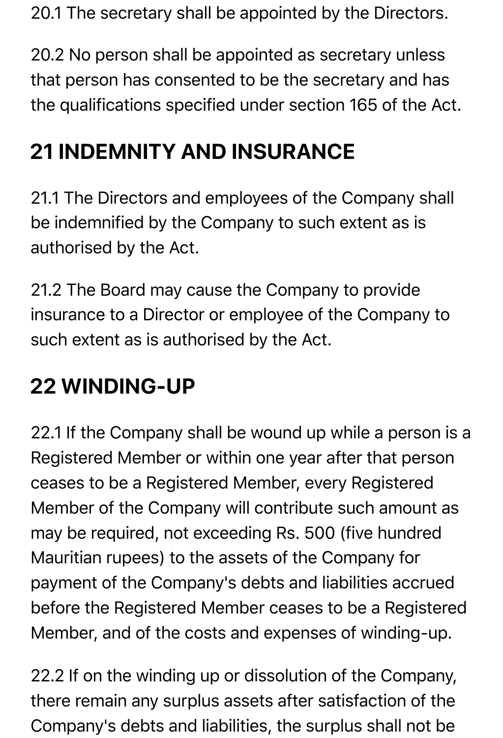20.1 The secretary shall be appointed by the Directors.

20.2 No person shall be appointed as secretary unless that person has consented to be the secretary and has the qualifications specified under section 165 of the Act.

## 21 INDEMNITY AND INSURANCE

21.1 The Directors and employees of the Company shall be indemnified by the Company to such extent as is authorised by the Act.

21.2 The Board may cause the Company to provide insurance to a Director or employee of the Company to such extent as is authorised by the Act.

## 22 WINDING-UP

22.1 If the Company shall be wound up while a person is a Registered Member or within one year after that person ceases to be a Registered Member, every Registered Member of the Company will contribute such amount as may be required, not exceeding Rs. 500 (five hundred Mauritian rupees) to the assets of the Company for payment of the Company's debts and liabilities accrued before the Registered Member ceases to be a Registered Member, and of the costs and expenses of winding-up.

22.2 If on the winding up or dissolution of the Company, there remain any surplus assets after satisfaction of the Company's debts and liabilities, the surplus shall not be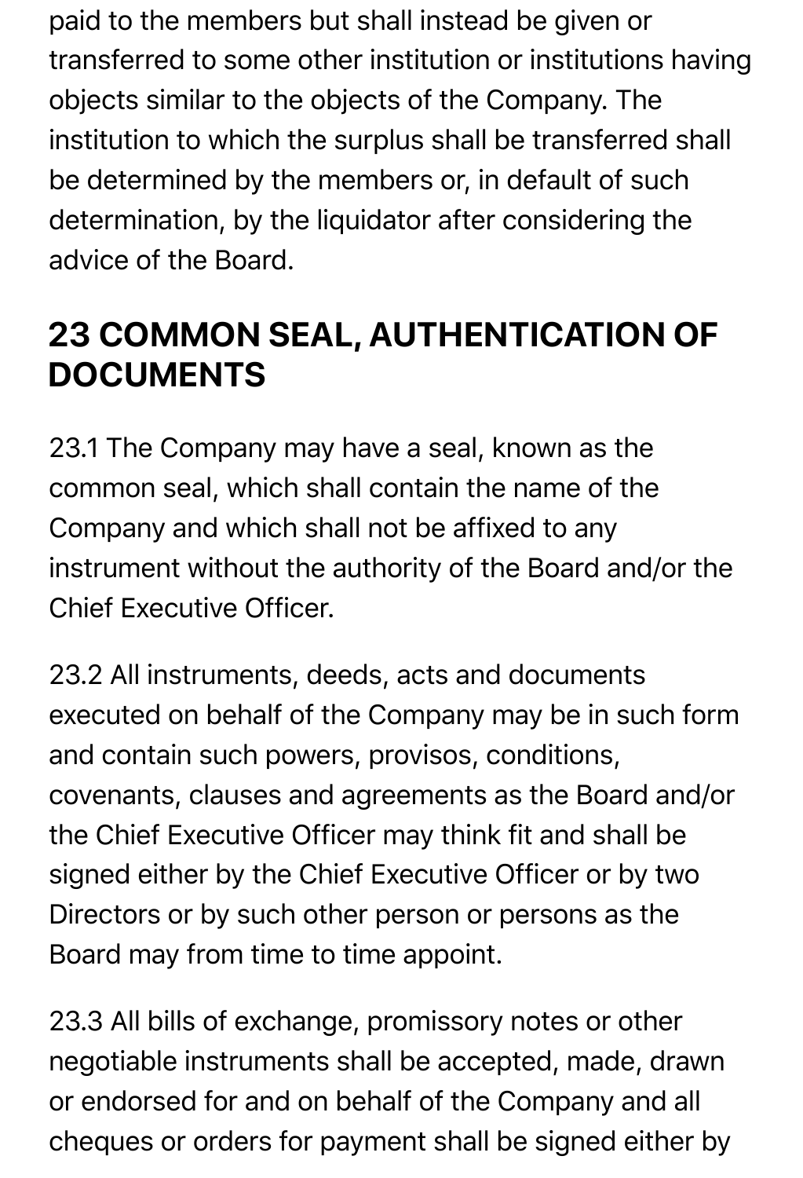paid to the members but shall instead be given or transferred to some other institution or institutions having objects similar to the objects of the Company. The institution to which the surplus shall be transferred shall be determined by the members or, in default of such determination, by the liquidator after considering the advice of the Board.

## 23 COMMON SEAL, AUTHENTICATION OF DOCUMENTS

23.1 The Company may have a seal, known as the common seal, which shall contain the name of the Company and which shall not be affixed to any instrument without the authority of the Board and/or the Chief Executive Officer.

23.2 All instruments, deeds, acts and documents executed on behalf of the Company may be in such form and contain such powers, provisos, conditions, covenants, clauses and agreements as the Board and/or the Chief Executive Officer may think fit and shall be signed either by the Chief Executive Officer or by two Directors or by such other person or persons as the Board may from time to time appoint.

23.3 All bills of exchange, promissory notes or other negotiable instruments shall be accepted, made, drawn or endorsed for and on behalf of the Company and all cheques or orders for payment shall be signed either by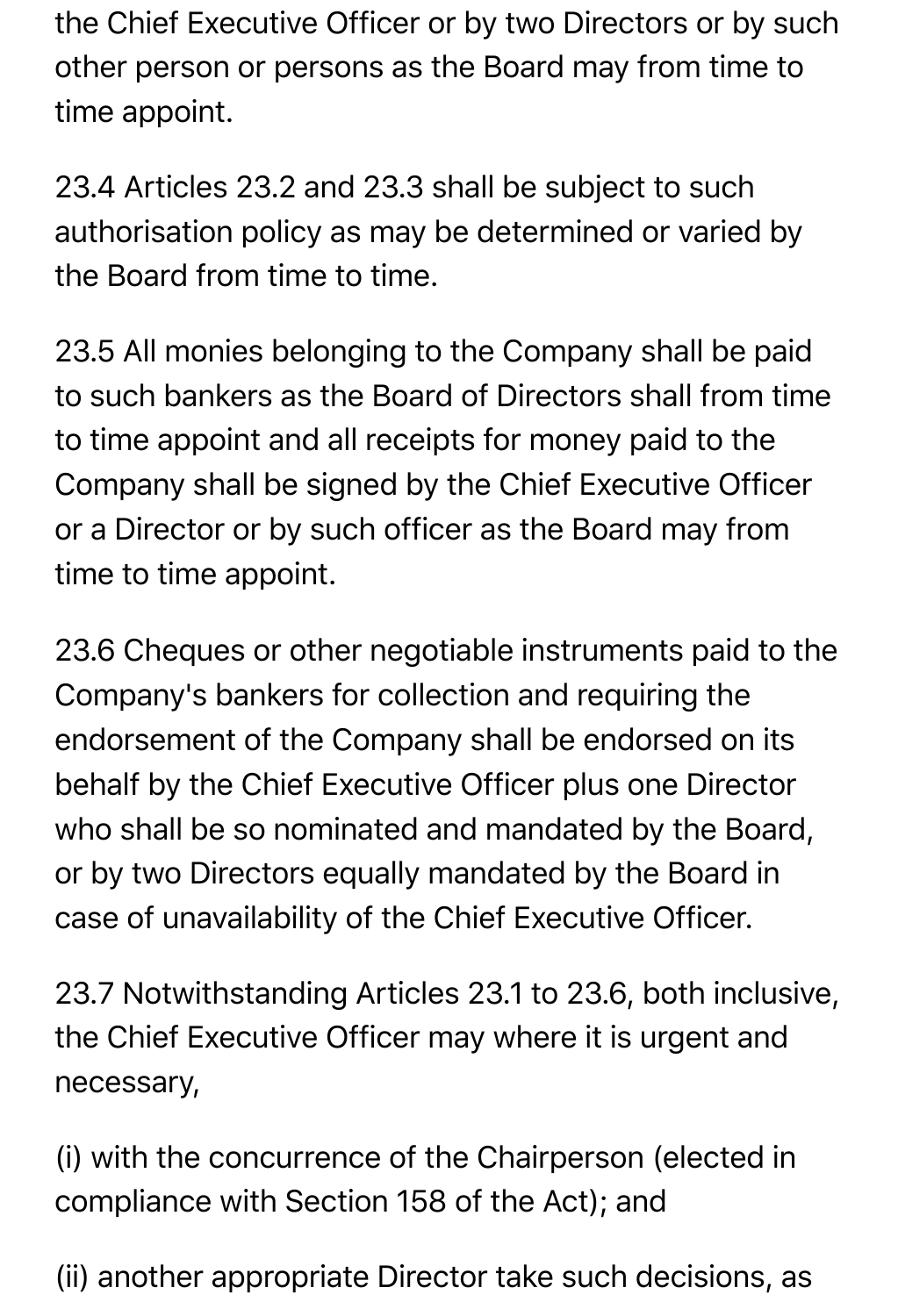the Chief Executive Officer or by two Directors or by such other person or persons as the Board may from time to time appoint.

23.4 Articles 23.2 and 23.3 shall be subject to such authorisation policy as may be determined or varied by the Board from time to time.

23.5 All monies belonging to the Company shall be paid to such bankers as the Board of Directors shall from time to time appoint and all receipts for money paid to the Company shall be signed by the Chief Executive Officer or a Director or by such officer as the Board may from time to time appoint.

23.6 Cheques or other negotiable instruments paid to the Company's bankers for collection and requiring the endorsement of the Company shall be endorsed on its behalf by the Chief Executive Officer plus one Director who shall be so nominated and mandated by the Board, or by two Directors equally mandated by the Board in case of unavailability of the Chief Executive Officer.

23.7 Notwithstanding Articles 23.1 to 23.6, both inclusive, the Chief Executive Officer may where it is urgent and necessary,

(i) with the concurrence of the Chairperson (elected in compliance with Section 158 of the Act); and

(ii) another appropriate Director take such decisions, as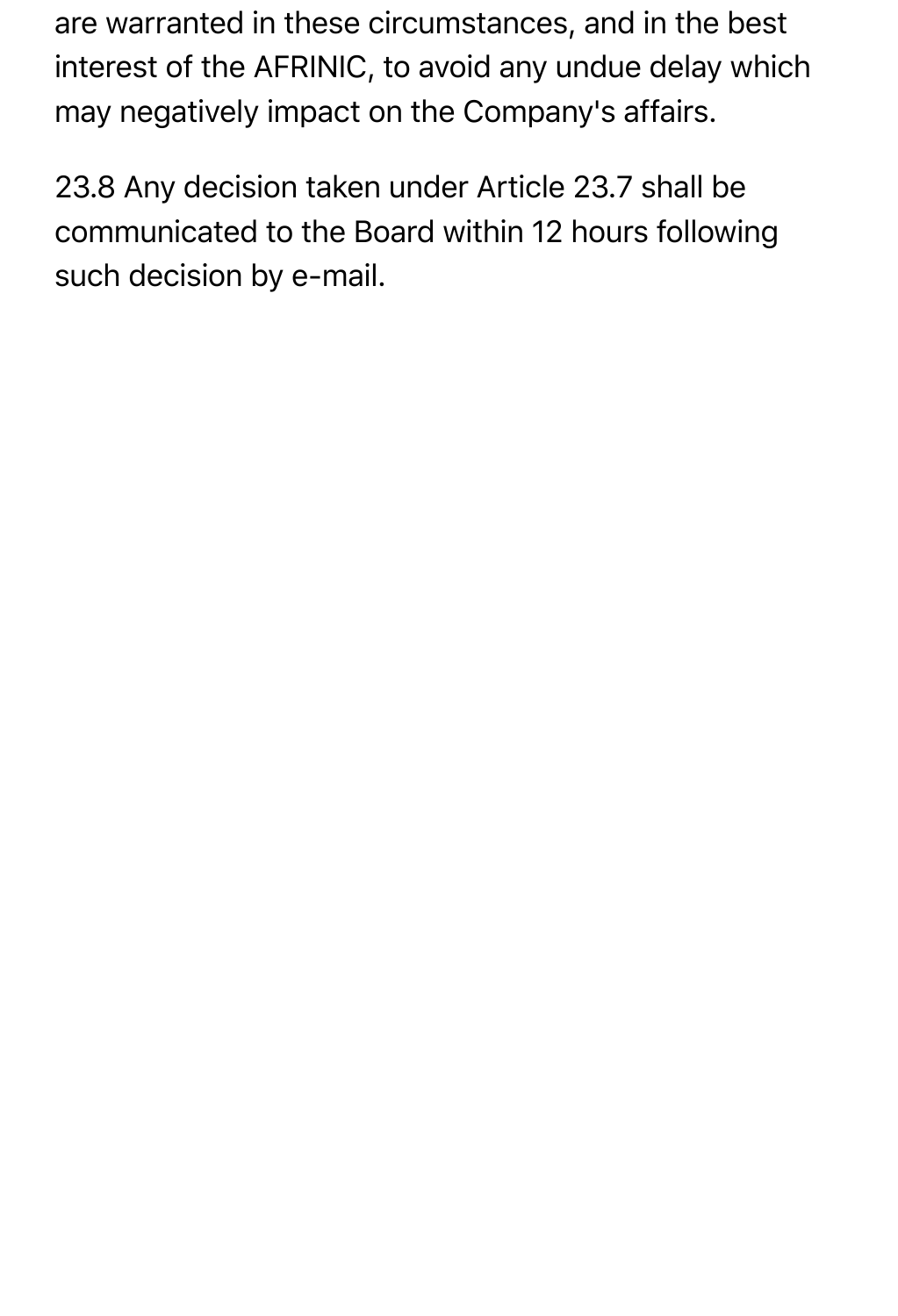are warranted in these circumstances, and in the best interest of the AFRINIC, to avoid any undue delay which may negatively impact on the Company's affairs.

23.8 Any decision taken under Article 23.7 shall be communicated to the Board within 12 hours following such decision by e-mail.